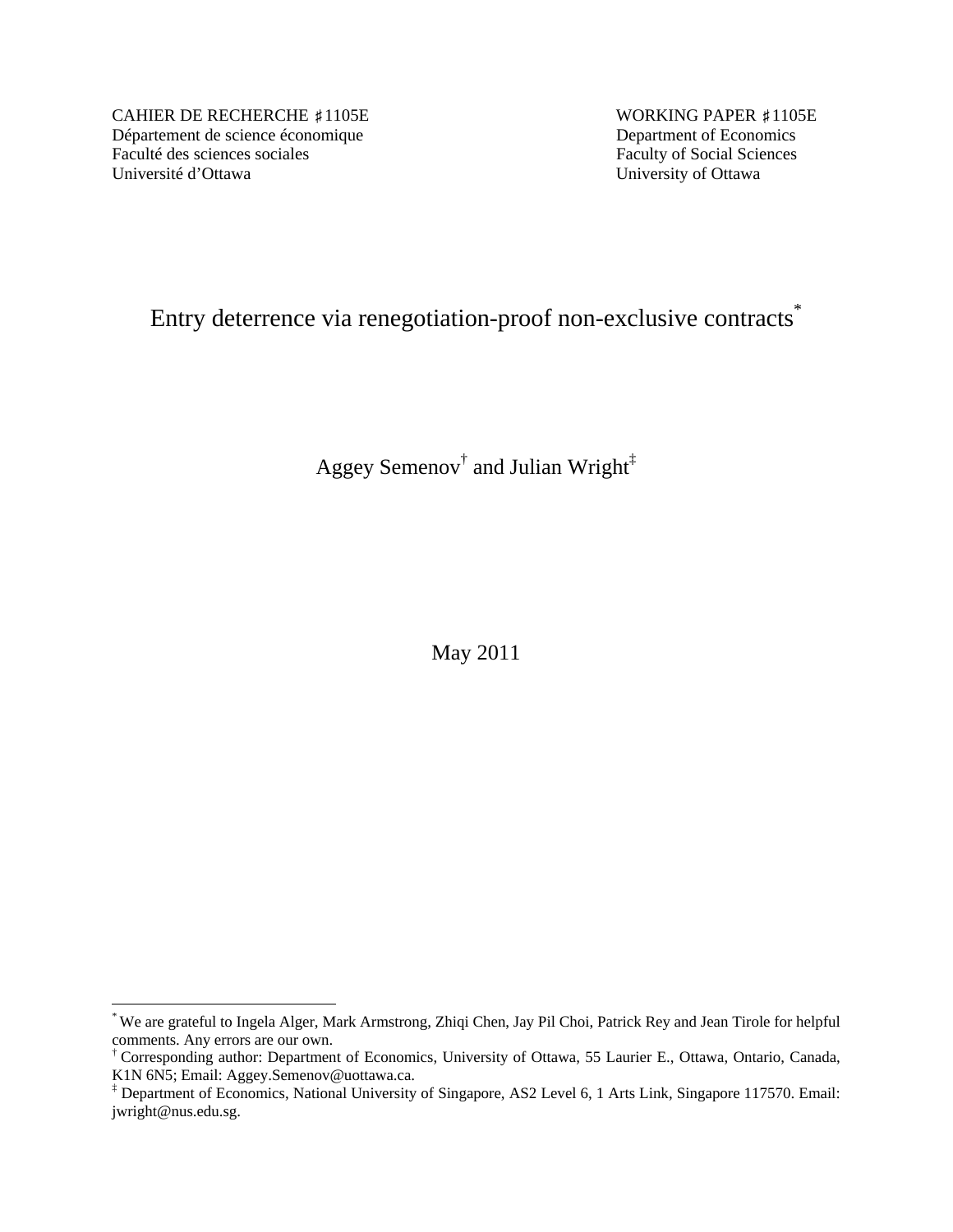CAHIER DE RECHERCHE ♯1105E
Département de science économique
Faculté des sciences sociales
Université d'Ottawa

WORKING PAPER ♯1105E
Department of Economics
Faculty of Social Sciences
University of Ottawa

# Entry deterrence via renegotiation-proof non-exclusive contracts[*]

Aggey Semenov[†] and Julian Wright[‡]

May 2011

---

[*] We are grateful to Ingela Alger, Mark Armstrong, Zhiqi Chen, Jay Pil Choi, Patrick Rey and Jean Tirole for helpful comments. Any errors are our own.

[†] Corresponding author: Department of Economics, University of Ottawa, 55 Laurier E., Ottawa, Ontario, Canada, K1N 6N5; Email: Aggey.Semenov@uottawa.ca.

[‡] Department of Economics, National University of Singapore, AS2 Level 6, 1 Arts Link, Singapore 117570. Email: jwright@nus.edu.sg.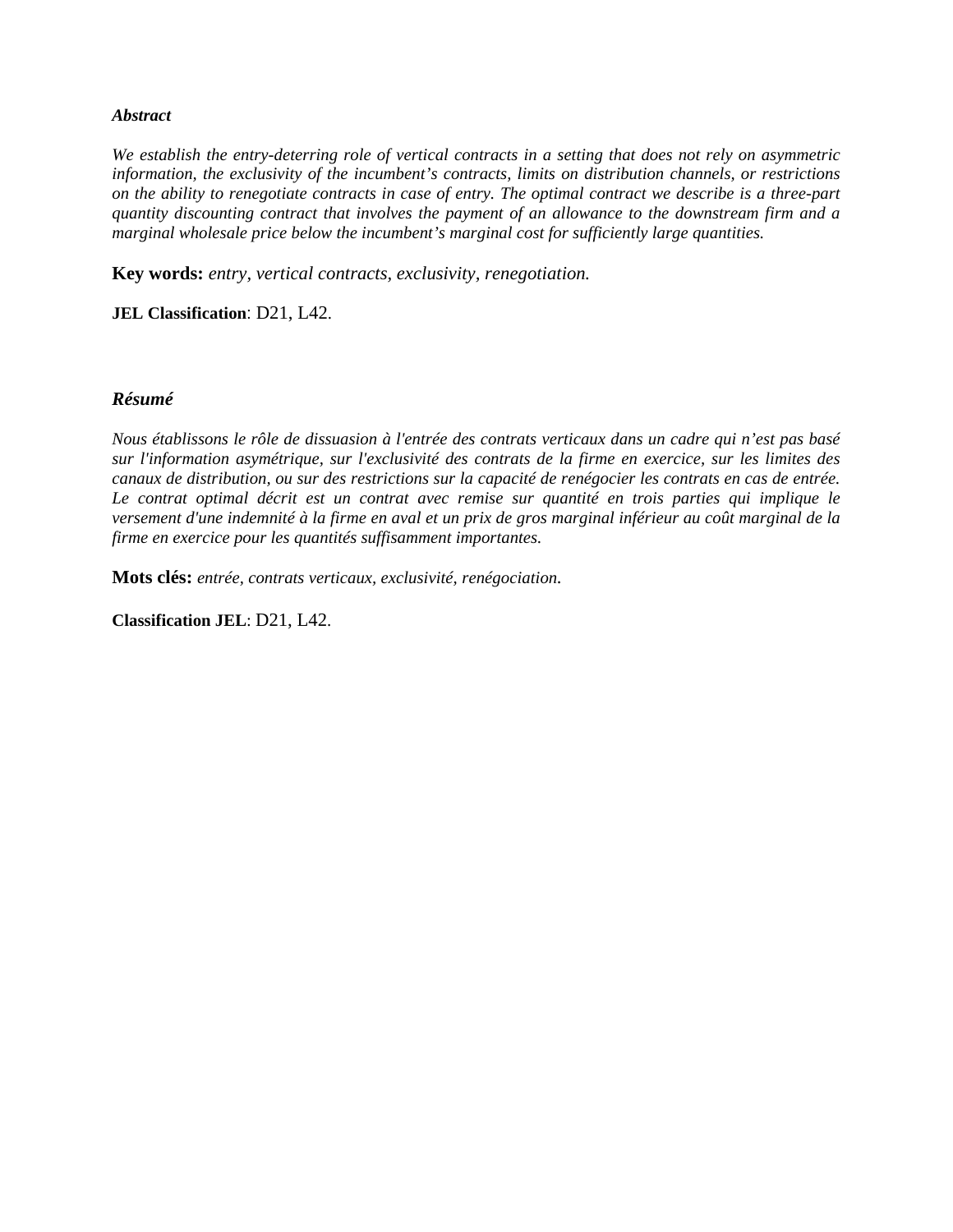***Abstract***

*We establish the entry-deterring role of vertical contracts in a setting that does not rely on asymmetric information, the exclusivity of the incumbent's contracts, limits on distribution channels, or restrictions on the ability to renegotiate contracts in case of entry. The optimal contract we describe is a three-part quantity discounting contract that involves the payment of an allowance to the downstream firm and a marginal wholesale price below the incumbent's marginal cost for sufficiently large quantities.*

**Key words:** *entry, vertical contracts, exclusivity, renegotiation.*

**JEL Classification**: D21, L42.

***Résumé***

*Nous établissons le rôle de dissuasion à l'entrée des contrats verticaux dans un cadre qui n'est pas basé sur l'information asymétrique, sur l'exclusivité des contrats de la firme en exercice, sur les limites des canaux de distribution, ou sur des restrictions sur la capacité de renégocier les contrats en cas de entrée. Le contrat optimal décrit est un contrat avec remise sur quantité en trois parties qui implique le versement d'une indemnité à la firme en aval et un prix de gros marginal inférieur au coût marginal de la firme en exercice pour les quantités suffisamment importantes.*

**Mots clés:** *entrée, contrats verticaux, exclusivité, renégociation.*

**Classification JEL**: D21, L42.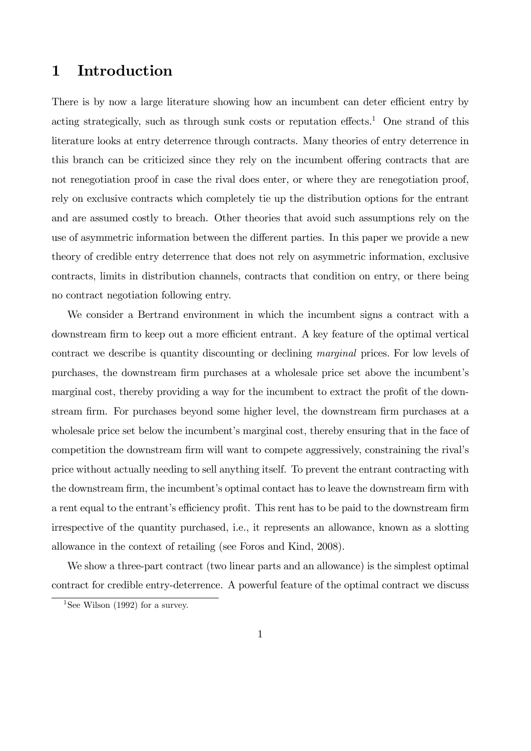# 1 Introduction

There is by now a large literature showing how an incumbent can deter efficient entry by acting strategically, such as through sunk costs or reputation effects.[1] One strand of this literature looks at entry deterrence through contracts. Many theories of entry deterrence in this branch can be criticized since they rely on the incumbent offering contracts that are not renegotiation proof in case the rival does enter, or where they are renegotiation proof, rely on exclusive contracts which completely tie up the distribution options for the entrant and are assumed costly to breach. Other theories that avoid such assumptions rely on the use of asymmetric information between the different parties. In this paper we provide a new theory of credible entry deterrence that does not rely on asymmetric information, exclusive contracts, limits in distribution channels, contracts that condition on entry, or there being no contract negotiation following entry.

We consider a Bertrand environment in which the incumbent signs a contract with a downstream firm to keep out a more efficient entrant. A key feature of the optimal vertical contract we describe is quantity discounting or declining *marginal* prices. For low levels of purchases, the downstream firm purchases at a wholesale price set above the incumbent's marginal cost, thereby providing a way for the incumbent to extract the profit of the downstream firm. For purchases beyond some higher level, the downstream firm purchases at a wholesale price set below the incumbent's marginal cost, thereby ensuring that in the face of competition the downstream firm will want to compete aggressively, constraining the rival's price without actually needing to sell anything itself. To prevent the entrant contracting with the downstream firm, the incumbent's optimal contact has to leave the downstream firm with a rent equal to the entrant's efficiency profit. This rent has to be paid to the downstream firm irrespective of the quantity purchased, i.e., it represents an allowance, known as a slotting allowance in the context of retailing (see Foros and Kind, 2008).

We show a three-part contract (two linear parts and an allowance) is the simplest optimal contract for credible entry-deterrence. A powerful feature of the optimal contract we discuss

[1] See Wilson (1992) for a survey.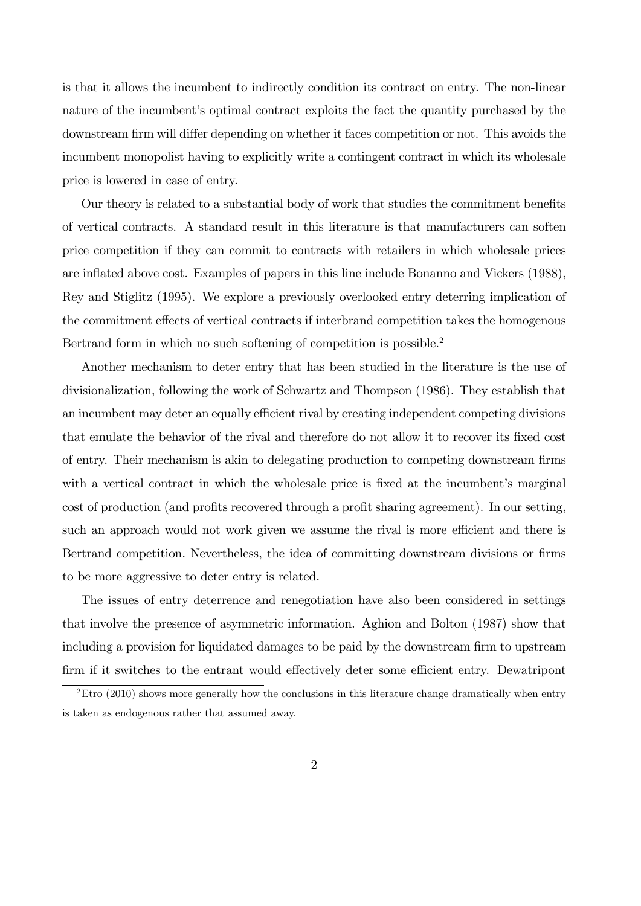is that it allows the incumbent to indirectly condition its contract on entry. The non-linear nature of the incumbent's optimal contract exploits the fact the quantity purchased by the downstream firm will differ depending on whether it faces competition or not. This avoids the incumbent monopolist having to explicitly write a contingent contract in which its wholesale price is lowered in case of entry.

Our theory is related to a substantial body of work that studies the commitment benefits of vertical contracts. A standard result in this literature is that manufacturers can soften price competition if they can commit to contracts with retailers in which wholesale prices are inflated above cost. Examples of papers in this line include Bonanno and Vickers (1988), Rey and Stiglitz (1995). We explore a previously overlooked entry deterring implication of the commitment effects of vertical contracts if interbrand competition takes the homogenous Bertrand form in which no such softening of competition is possible.[2]

Another mechanism to deter entry that has been studied in the literature is the use of divisionalization, following the work of Schwartz and Thompson (1986). They establish that an incumbent may deter an equally efficient rival by creating independent competing divisions that emulate the behavior of the rival and therefore do not allow it to recover its fixed cost of entry. Their mechanism is akin to delegating production to competing downstream firms with a vertical contract in which the wholesale price is fixed at the incumbent's marginal cost of production (and profits recovered through a profit sharing agreement). In our setting, such an approach would not work given we assume the rival is more efficient and there is Bertrand competition. Nevertheless, the idea of committing downstream divisions or firms to be more aggressive to deter entry is related.

The issues of entry deterrence and renegotiation have also been considered in settings that involve the presence of asymmetric information. Aghion and Bolton (1987) show that including a provision for liquidated damages to be paid by the downstream firm to upstream firm if it switches to the entrant would effectively deter some efficient entry. Dewatripont

[2] Etro (2010) shows more generally how the conclusions in this literature change dramatically when entry is taken as endogenous rather that assumed away.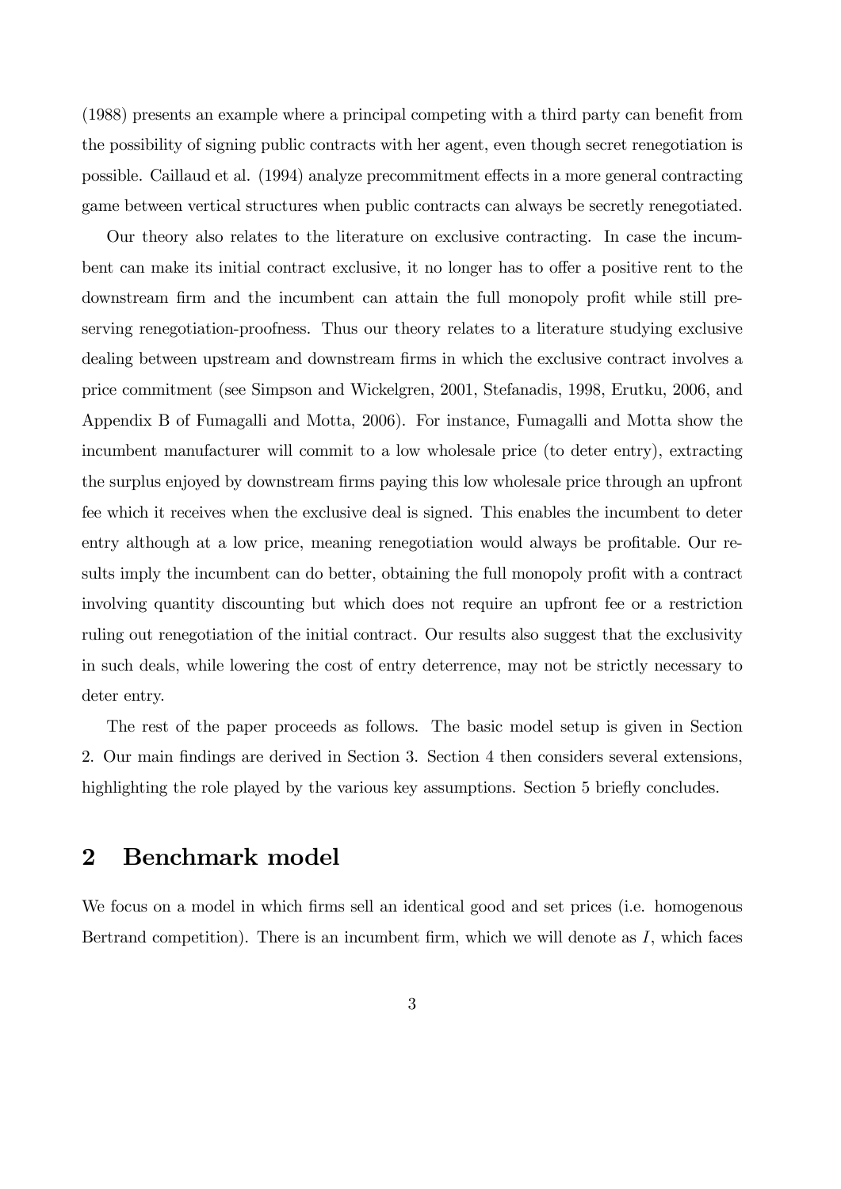(1988) presents an example where a principal competing with a third party can benefit from the possibility of signing public contracts with her agent, even though secret renegotiation is possible. Caillaud et al. (1994) analyze precommitment effects in a more general contracting game between vertical structures when public contracts can always be secretly renegotiated.

Our theory also relates to the literature on exclusive contracting. In case the incumbent can make its initial contract exclusive, it no longer has to offer a positive rent to the downstream firm and the incumbent can attain the full monopoly profit while still preserving renegotiation-proofness. Thus our theory relates to a literature studying exclusive dealing between upstream and downstream firms in which the exclusive contract involves a price commitment (see Simpson and Wickelgren, 2001, Stefanadis, 1998, Erutku, 2006, and Appendix B of Fumagalli and Motta, 2006). For instance, Fumagalli and Motta show the incumbent manufacturer will commit to a low wholesale price (to deter entry), extracting the surplus enjoyed by downstream firms paying this low wholesale price through an upfront fee which it receives when the exclusive deal is signed. This enables the incumbent to deter entry although at a low price, meaning renegotiation would always be profitable. Our results imply the incumbent can do better, obtaining the full monopoly profit with a contract involving quantity discounting but which does not require an upfront fee or a restriction ruling out renegotiation of the initial contract. Our results also suggest that the exclusivity in such deals, while lowering the cost of entry deterrence, may not be strictly necessary to deter entry.

The rest of the paper proceeds as follows. The basic model setup is given in Section 2. Our main findings are derived in Section 3. Section 4 then considers several extensions, highlighting the role played by the various key assumptions. Section 5 briefly concludes.

## 2 Benchmark model

We focus on a model in which firms sell an identical good and set prices (i.e. homogenous Bertrand competition). There is an incumbent firm, which we will denote as $I$, which faces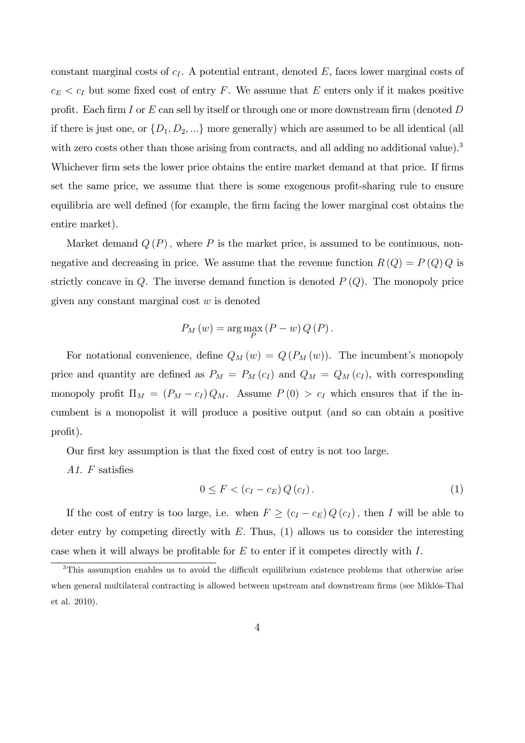constant marginal costs of $c_I$. A potential entrant, denoted $E$, faces lower marginal costs of $c_E < c_I$ but some fixed cost of entry $F$. We assume that $E$ enters only if it makes positive profit. Each firm $I$ or $E$ can sell by itself or through one or more downstream firm (denoted $D$ if there is just one, or $\{D_1, D_2, ...\}$ more generally) which are assumed to be all identical (all with zero costs other than those arising from contracts, and all adding no additional value).[3] Whichever firm sets the lower price obtains the entire market demand at that price. If firms set the same price, we assume that there is some exogenous profit-sharing rule to ensure equilibria are well defined (for example, the firm facing the lower marginal cost obtains the entire market).

Market demand $Q(P)$, where $P$ is the market price, is assumed to be continuous, non-negative and decreasing in price. We assume that the revenue function $R(Q) = P(Q)Q$ is strictly concave in $Q$. The inverse demand function is denoted $P(Q)$. The monopoly price given any constant marginal cost $w$ is denoted

$$P_M(w) = \arg\max_P (P - w) Q(P).$$

For notational convenience, define $Q_M(w) = Q(P_M(w))$. The incumbent's monopoly price and quantity are defined as $P_M = P_M(c_I)$ and $Q_M = Q_M(c_I)$, with corresponding monopoly profit $\Pi_M = (P_M - c_I) Q_M$. Assume $P(0) > c_I$ which ensures that if the incumbent is a monopolist it will produce a positive output (and so can obtain a positive profit).

Our first key assumption is that the fixed cost of entry is not too large.

*A1.* $F$ satisfies

$$0 \leq F < (c_I - c_E) Q(c_I). \tag{1}$$

If the cost of entry is too large, i.e. when $F \geq (c_I - c_E) Q(c_I)$, then $I$ will be able to deter entry by competing directly with $E$. Thus, (1) allows us to consider the interesting case when it will always be profitable for $E$ to enter if it competes directly with $I$.

[3] This assumption enables us to avoid the difficult equilibrium existence problems that otherwise arise when general multilateral contracting is allowed between upstream and downstream firms (see Miklós-Thal et al. 2010).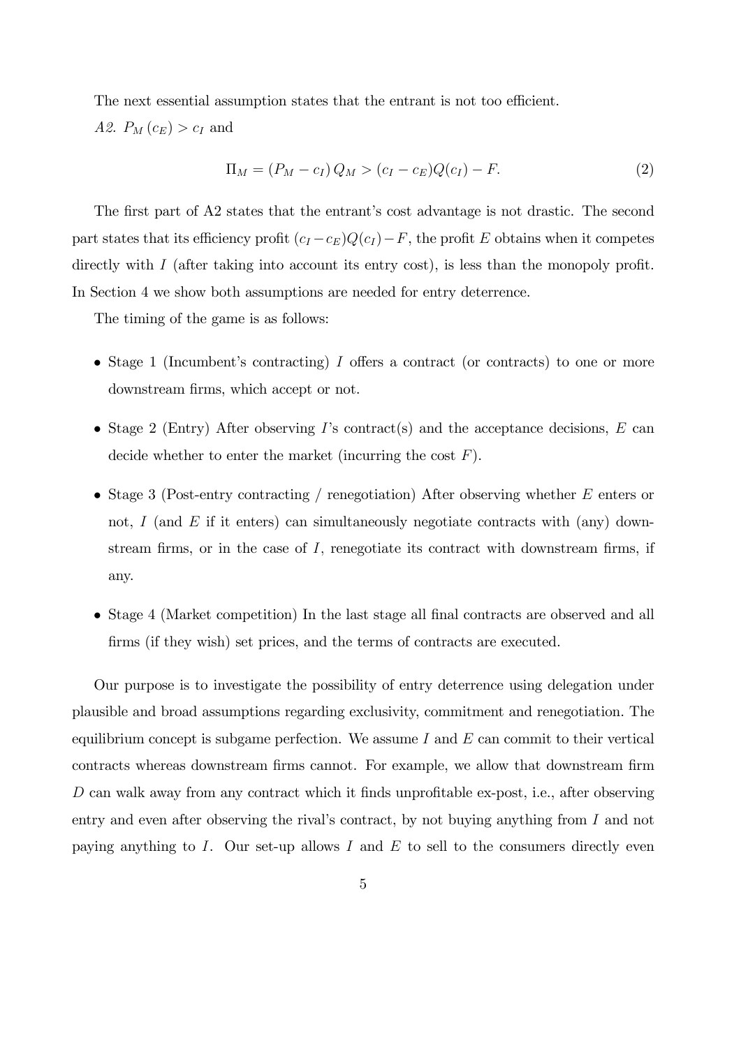The next essential assumption states that the entrant is not too efficient.

*A2.* $P_M(c_E) > c_I$ and

$$\Pi_M = (P_M - c_I) Q_M > (c_I - c_E)Q(c_I) - F. \tag{2}$$

The first part of A2 states that the entrant's cost advantage is not drastic. The second part states that its efficiency profit $(c_I - c_E)Q(c_I) - F$, the profit $E$ obtains when it competes directly with $I$ (after taking into account its entry cost), is less than the monopoly profit. In Section 4 we show both assumptions are needed for entry deterrence.

The timing of the game is as follows:

- Stage 1 (Incumbent's contracting) $I$ offers a contract (or contracts) to one or more downstream firms, which accept or not.
- Stage 2 (Entry) After observing $I$'s contract(s) and the acceptance decisions, $E$ can decide whether to enter the market (incurring the cost $F$).
- Stage 3 (Post-entry contracting / renegotiation) After observing whether $E$ enters or not, $I$ (and $E$ if it enters) can simultaneously negotiate contracts with (any) downstream firms, or in the case of $I$, renegotiate its contract with downstream firms, if any.
- Stage 4 (Market competition) In the last stage all final contracts are observed and all firms (if they wish) set prices, and the terms of contracts are executed.

Our purpose is to investigate the possibility of entry deterrence using delegation under plausible and broad assumptions regarding exclusivity, commitment and renegotiation. The equilibrium concept is subgame perfection. We assume $I$ and $E$ can commit to their vertical contracts whereas downstream firms cannot. For example, we allow that downstream firm $D$ can walk away from any contract which it finds unprofitable ex-post, i.e., after observing entry and even after observing the rival's contract, by not buying anything from $I$ and not paying anything to $I$. Our set-up allows $I$ and $E$ to sell to the consumers directly even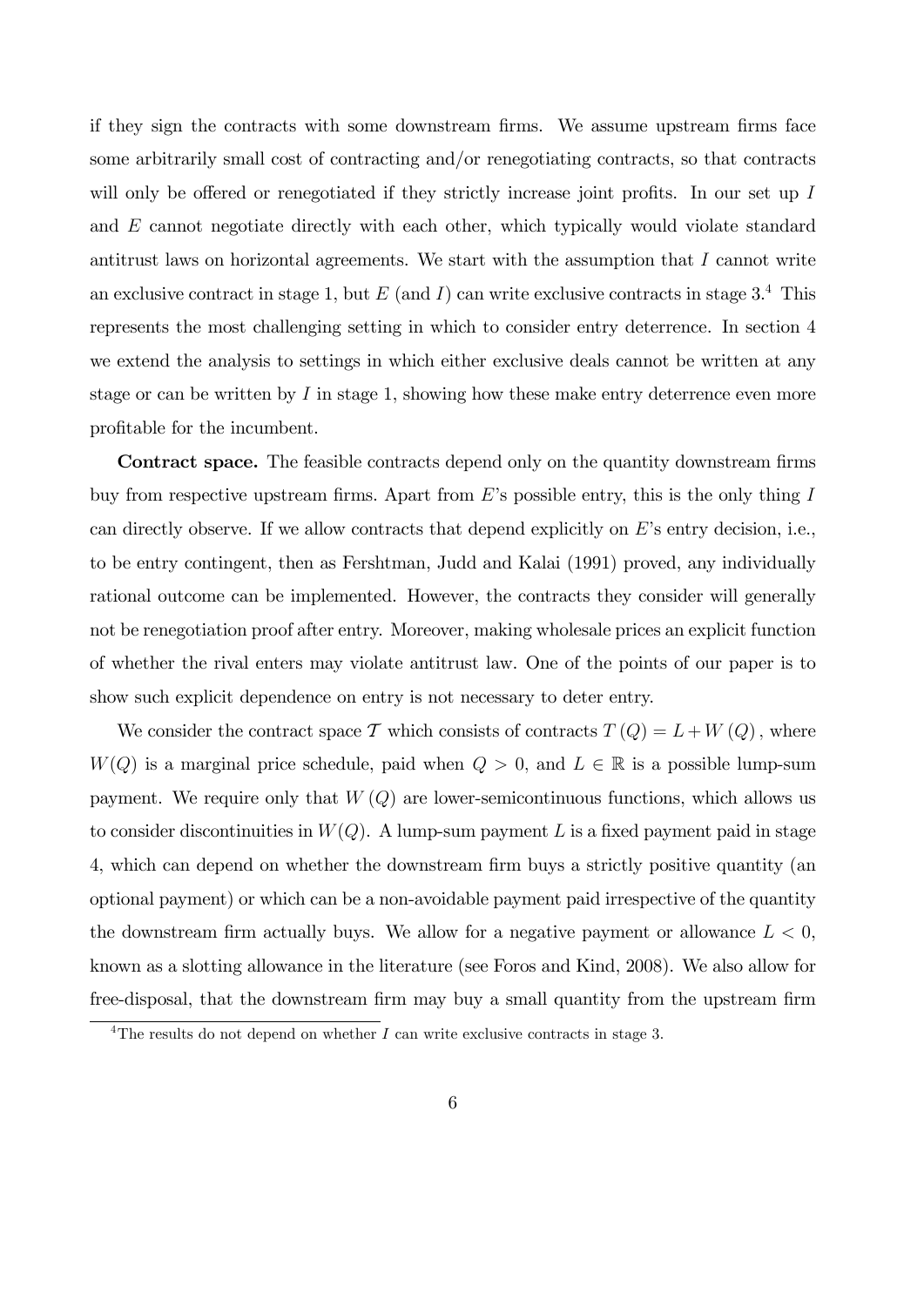if they sign the contracts with some downstream firms. We assume upstream firms face some arbitrarily small cost of contracting and/or renegotiating contracts, so that contracts will only be offered or renegotiated if they strictly increase joint profits. In our set up $I$ and $E$ cannot negotiate directly with each other, which typically would violate standard antitrust laws on horizontal agreements. We start with the assumption that $I$ cannot write an exclusive contract in stage 1, but $E$ (and $I$) can write exclusive contracts in stage 3.[4] This represents the most challenging setting in which to consider entry deterrence. In section 4 we extend the analysis to settings in which either exclusive deals cannot be written at any stage or can be written by $I$ in stage 1, showing how these make entry deterrence even more profitable for the incumbent.

**Contract space.** The feasible contracts depend only on the quantity downstream firms buy from respective upstream firms. Apart from $E$'s possible entry, this is the only thing $I$ can directly observe. If we allow contracts that depend explicitly on $E$'s entry decision, i.e., to be entry contingent, then as Fershtman, Judd and Kalai (1991) proved, any individually rational outcome can be implemented. However, the contracts they consider will generally not be renegotiation proof after entry. Moreover, making wholesale prices an explicit function of whether the rival enters may violate antitrust law. One of the points of our paper is to show such explicit dependence on entry is not necessary to deter entry.

We consider the contract space $\mathcal{T}$ which consists of contracts $T(Q) = L + W(Q)$, where $W(Q)$ is a marginal price schedule, paid when $Q > 0$, and $L \in \mathbb{R}$ is a possible lump-sum payment. We require only that $W(Q)$ are lower-semicontinuous functions, which allows us to consider discontinuities in $W(Q)$. A lump-sum payment $L$ is a fixed payment paid in stage 4, which can depend on whether the downstream firm buys a strictly positive quantity (an optional payment) or which can be a non-avoidable payment paid irrespective of the quantity the downstream firm actually buys. We allow for a negative payment or allowance $L < 0$, known as a slotting allowance in the literature (see Foros and Kind, 2008). We also allow for free-disposal, that the downstream firm may buy a small quantity from the upstream firm

[4] The results do not depend on whether $I$ can write exclusive contracts in stage 3.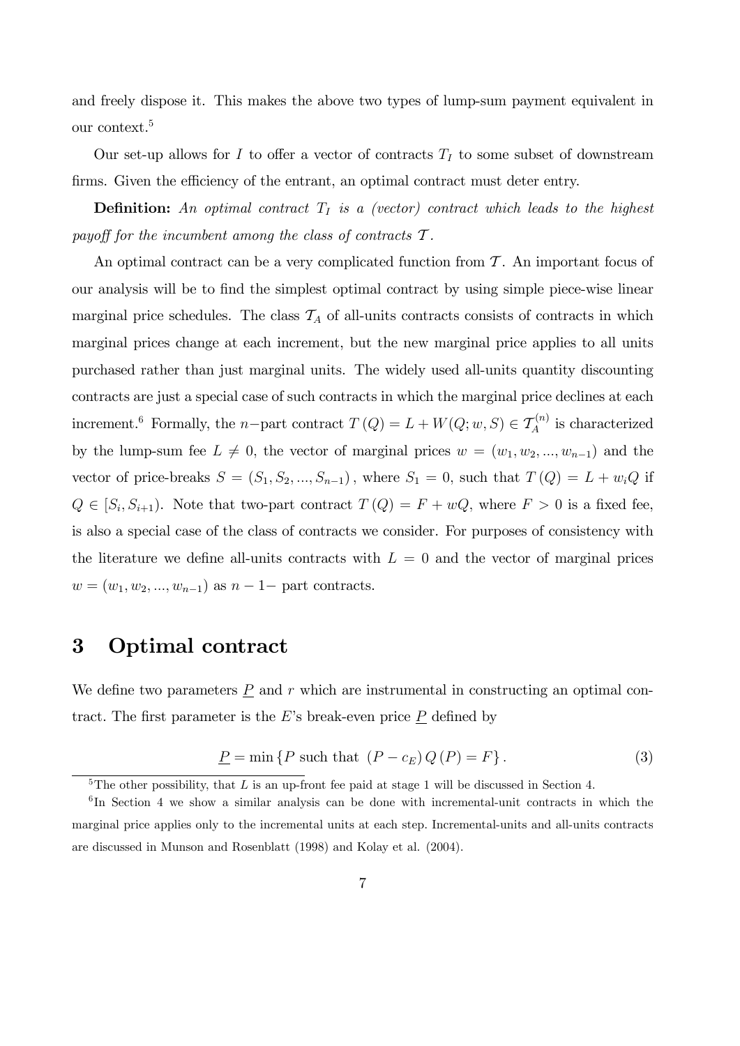and freely dispose it. This makes the above two types of lump-sum payment equivalent in our context.[5]

Our set-up allows for $I$ to offer a vector of contracts $T_I$ to some subset of downstream firms. Given the efficiency of the entrant, an optimal contract must deter entry.

**Definition:** *An optimal contract $T_I$ is a (vector) contract which leads to the highest payoff for the incumbent among the class of contracts $\mathcal{T}$.*

An optimal contract can be a very complicated function from $\mathcal{T}$. An important focus of our analysis will be to find the simplest optimal contract by using simple piece-wise linear marginal price schedules. The class $\mathcal{T}_A$ of all-units contracts consists of contracts in which marginal prices change at each increment, but the new marginal price applies to all units purchased rather than just marginal units. The widely used all-units quantity discounting contracts are just a special case of such contracts in which the marginal price declines at each increment.[6] Formally, the $n-$part contract $T(Q) = L + W(Q; w, S) \in \mathcal{T}_A^{(n)}$ is characterized by the lump-sum fee $L \neq 0$, the vector of marginal prices $w = (w_1, w_2, ..., w_{n-1})$ and the vector of price-breaks $S = (S_1, S_2, ..., S_{n-1})$, where $S_1 = 0$, such that $T(Q) = L + w_i Q$ if $Q \in [S_i, S_{i+1})$. Note that two-part contract $T(Q) = F + wQ$, where $F > 0$ is a fixed fee, is also a special case of the class of contracts we consider. For purposes of consistency with the literature we define all-units contracts with $L = 0$ and the vector of marginal prices $w = (w_1, w_2, ..., w_{n-1})$ as $n-1-$ part contracts.

# 3 Optimal contract

We define two parameters $\underline{P}$ and $r$ which are instrumental in constructing an optimal contract. The first parameter is the $E$'s break-even price $\underline{P}$ defined by

$$\underline{P} = \min \{P \text{ such that } (P - c_E) Q(P) = F\}. \tag{3}$$

[5] The other possibility, that $L$ is an up-front fee paid at stage 1 will be discussed in Section 4.

[6] In Section 4 we show a similar analysis can be done with incremental-unit contracts in which the marginal price applies only to the incremental units at each step. Incremental-units and all-units contracts are discussed in Munson and Rosenblatt (1998) and Kolay et al. (2004).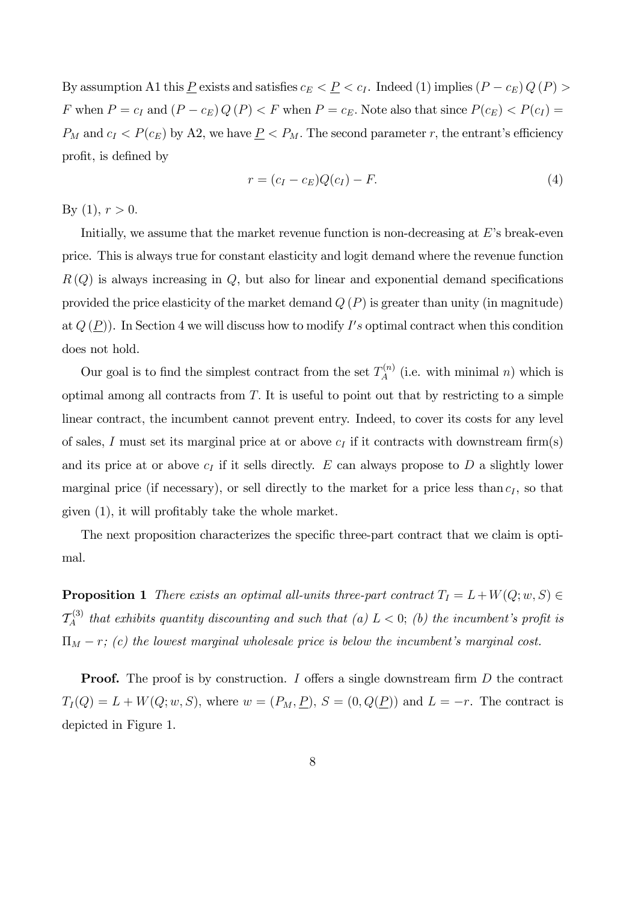By assumption A1 this $\underline{P}$ exists and satisfies $c_E < \underline{P} < c_I$. Indeed (1) implies $(P - c_E) Q(P) > F$ when $P = c_I$ and $(P - c_E) Q(P) < F$ when $P = c_E$. Note also that since $P(c_E) < P(c_I) = P_M$ and $c_I < P(c_E)$ by A2, we have $\underline{P} < P_M$. The second parameter $r$, the entrant's efficiency profit, is defined by

$$r = (c_I - c_E)Q(c_I) - F. \tag{4}$$

By (1), $r > 0$.

Initially, we assume that the market revenue function is non-decreasing at $E$'s break-even price. This is always true for constant elasticity and logit demand where the revenue function $R(Q)$ is always increasing in $Q$, but also for linear and exponential demand specifications provided the price elasticity of the market demand $Q(P)$ is greater than unity (in magnitude) at $Q(\underline{P})$). In Section 4 we will discuss how to modify $I'$s optimal contract when this condition does not hold.

Our goal is to find the simplest contract from the set $T_A^{(n)}$ (i.e. with minimal $n$) which is optimal among all contracts from $T$. It is useful to point out that by restricting to a simple linear contract, the incumbent cannot prevent entry. Indeed, to cover its costs for any level of sales, $I$ must set its marginal price at or above $c_I$ if it contracts with downstream firm(s) and its price at or above $c_I$ if it sells directly. $E$ can always propose to $D$ a slightly lower marginal price (if necessary), or sell directly to the market for a price less than $c_I$, so that given (1), it will profitably take the whole market.

The next proposition characterizes the specific three-part contract that we claim is optimal.

**Proposition 1** *There exists an optimal all-units three-part contract* $T_I = L + W(Q; w, S) \in \mathcal{T}_A^{(3)}$ *that exhibits quantity discounting and such that (a)* $L < 0$*; (b) the incumbent's profit is* $\Pi_M - r$*; (c) the lowest marginal wholesale price is below the incumbent's marginal cost.*

**Proof.** The proof is by construction. $I$ offers a single downstream firm $D$ the contract $T_I(Q) = L + W(Q; w, S)$, where $w = (P_M, \underline{P})$, $S = (0, Q(\underline{P}))$ and $L = -r$. The contract is depicted in Figure 1.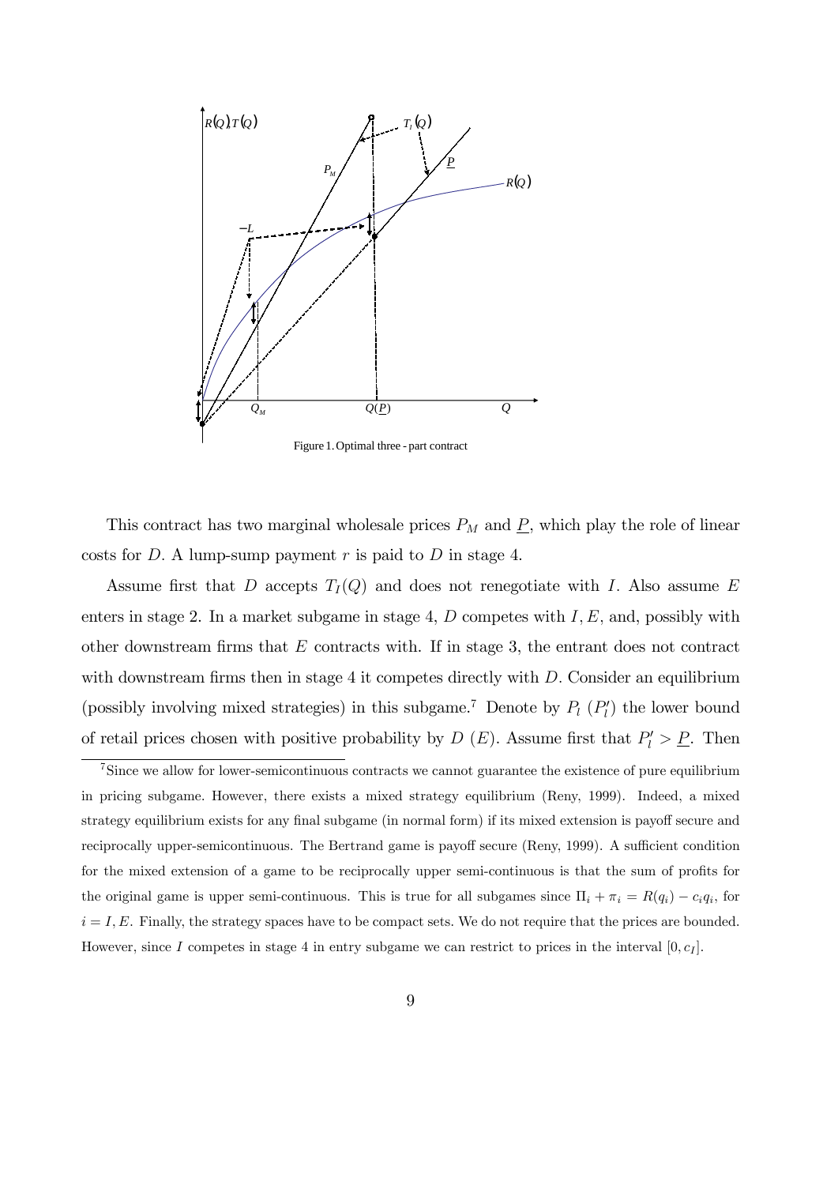Figure 1. Optimal three - part contract

This contract has two marginal wholesale prices $P_M$ and $\underline{P}$, which play the role of linear costs for $D$. A lump-sump payment $r$ is paid to $D$ in stage 4.

Assume first that $D$ accepts $T_I(Q)$ and does not renegotiate with $I$. Also assume $E$ enters in stage 2. In a market subgame in stage 4, $D$ competes with $I, E$, and, possibly with other downstream firms that $E$ contracts with. If in stage 3, the entrant does not contract with downstream firms then in stage 4 it competes directly with $D$. Consider an equilibrium (possibly involving mixed strategies) in this subgame.[7] Denote by $P_l$ ($P_l'$) the lower bound of retail prices chosen with positive probability by $D$ ($E$). Assume first that $P_l' > \underline{P}$. Then

[7] Since we allow for lower-semicontinuous contracts we cannot guarantee the existence of pure equilibrium in pricing subgame. However, there exists a mixed strategy equilibrium (Reny, 1999). Indeed, a mixed strategy equilibrium exists for any final subgame (in normal form) if its mixed extension is payoff secure and reciprocally upper-semicontinuous. The Bertrand game is payoff secure (Reny, 1999). A sufficient condition for the mixed extension of a game to be reciprocally upper semi-continuous is that the sum of profits for the original game is upper semi-continuous. This is true for all subgames since $\Pi_i + \pi_i = R(q_i) - c_i q_i$, for $i = I, E$. Finally, the strategy spaces have to be compact sets. We do not require that the prices are bounded. However, since $I$ competes in stage 4 in entry subgame we can restrict to prices in the interval $[0, c_I]$.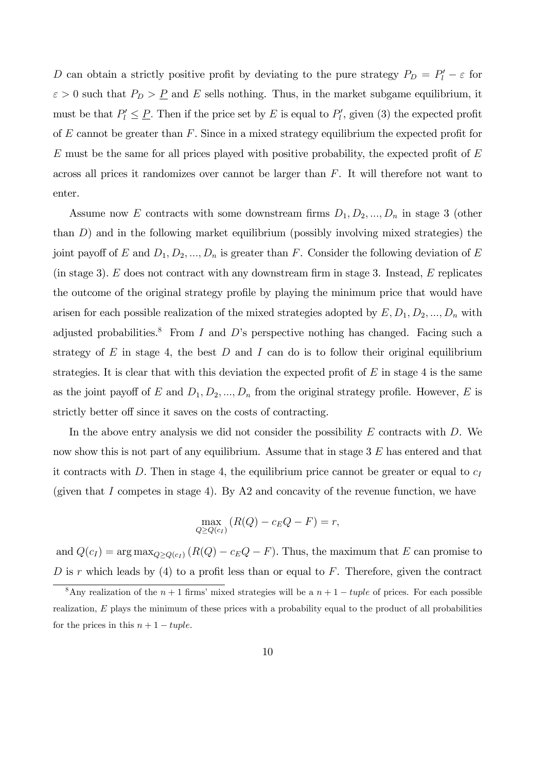$D$ can obtain a strictly positive profit by deviating to the pure strategy $P_D = P_l' - \varepsilon$ for $\varepsilon > 0$ such that $P_D > \underline{P}$ and $E$ sells nothing. Thus, in the market subgame equilibrium, it must be that $P_l' \leq \underline{P}$. Then if the price set by $E$ is equal to $P_l'$, given (3) the expected profit of $E$ cannot be greater than $F$. Since in a mixed strategy equilibrium the expected profit for $E$ must be the same for all prices played with positive probability, the expected profit of $E$ across all prices it randomizes over cannot be larger than $F$. It will therefore not want to enter.

Assume now $E$ contracts with some downstream firms $D_1, D_2, ..., D_n$ in stage 3 (other than $D$) and in the following market equilibrium (possibly involving mixed strategies) the joint payoff of $E$ and $D_1, D_2, ..., D_n$ is greater than $F$. Consider the following deviation of $E$ (in stage 3). $E$ does not contract with any downstream firm in stage 3. Instead, $E$ replicates the outcome of the original strategy profile by playing the minimum price that would have arisen for each possible realization of the mixed strategies adopted by $E, D_1, D_2, ..., D_n$ with adjusted probabilities.[8] From $I$ and $D$'s perspective nothing has changed. Facing such a strategy of $E$ in stage 4, the best $D$ and $I$ can do is to follow their original equilibrium strategies. It is clear that with this deviation the expected profit of $E$ in stage 4 is the same as the joint payoff of $E$ and $D_1, D_2, ..., D_n$ from the original strategy profile. However, $E$ is strictly better off since it saves on the costs of contracting.

In the above entry analysis we did not consider the possibility $E$ contracts with $D$. We now show this is not part of any equilibrium. Assume that in stage 3 $E$ has entered and that it contracts with $D$. Then in stage 4, the equilibrium price cannot be greater or equal to $c_I$ (given that $I$ competes in stage 4). By A2 and concavity of the revenue function, we have

$$\max_{Q \geq Q(c_I)} \left( R(Q) - c_E Q - F \right) = r,$$

and $Q(c_I) = \arg\max_{Q \geq Q(c_I)} \left( R(Q) - c_E Q - F \right)$. Thus, the maximum that $E$ can promise to $D$ is $r$ which leads by (4) to a profit less than or equal to $F$. Therefore, given the contract

[8] Any realization of the $n+1$ firms' mixed strategies will be a $n+1-tuple$ of prices. For each possible realization, $E$ plays the minimum of these prices with a probability equal to the product of all probabilities for the prices in this $n+1-tuple$.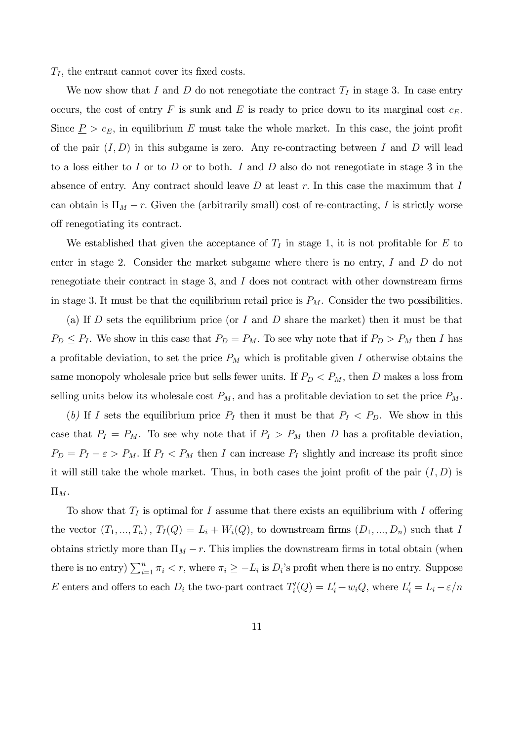$T_I$, the entrant cannot cover its fixed costs.

We now show that $I$ and $D$ do not renegotiate the contract $T_I$ in stage 3. In case entry occurs, the cost of entry $F$ is sunk and $E$ is ready to price down to its marginal cost $c_E$. Since $\underline{P} > c_E$, in equilibrium $E$ must take the whole market. In this case, the joint profit of the pair $(I, D)$ in this subgame is zero. Any re-contracting between $I$ and $D$ will lead to a loss either to $I$ or to $D$ or to both. $I$ and $D$ also do not renegotiate in stage 3 in the absence of entry. Any contract should leave $D$ at least $r$. In this case the maximum that $I$ can obtain is $\Pi_M - r$. Given the (arbitrarily small) cost of re-contracting, $I$ is strictly worse off renegotiating its contract.

We established that given the acceptance of $T_I$ in stage 1, it is not profitable for $E$ to enter in stage 2. Consider the market subgame where there is no entry, $I$ and $D$ do not renegotiate their contract in stage 3, and $I$ does not contract with other downstream firms in stage 3. It must be that the equilibrium retail price is $P_M$. Consider the two possibilities.

(a) If $D$ sets the equilibrium price (or $I$ and $D$ share the market) then it must be that $P_D \leq P_I$. We show in this case that $P_D = P_M$. To see why note that if $P_D > P_M$ then $I$ has a profitable deviation, to set the price $P_M$ which is profitable given $I$ otherwise obtains the same monopoly wholesale price but sells fewer units. If $P_D < P_M$, then $D$ makes a loss from selling units below its wholesale cost $P_M$, and has a profitable deviation to set the price $P_M$.

*(b)* If $I$ sets the equilibrium price $P_I$ then it must be that $P_I < P_D$. We show in this case that $P_I = P_M$. To see why note that if $P_I > P_M$ then $D$ has a profitable deviation, $P_D = P_I - \varepsilon > P_M$. If $P_I < P_M$ then $I$ can increase $P_I$ slightly and increase its profit since it will still take the whole market. Thus, in both cases the joint profit of the pair $(I, D)$ is $\Pi_M$.

To show that $T_I$ is optimal for $I$ assume that there exists an equilibrium with $I$ offering the vector $(T_1, ..., T_n)$, $T_I(Q) = L_i + W_i(Q)$, to downstream firms $(D_1, ..., D_n)$ such that $I$ obtains strictly more than $\Pi_M - r$. This implies the downstream firms in total obtain (when there is no entry) $\sum_{i=1}^{n} \pi_i < r$, where $\pi_i \geq -L_i$ is $D_i$'s profit when there is no entry. Suppose $E$ enters and offers to each $D_i$ the two-part contract $T_i'(Q) = L_i' + w_i Q$, where $L_i' = L_i - \varepsilon/n$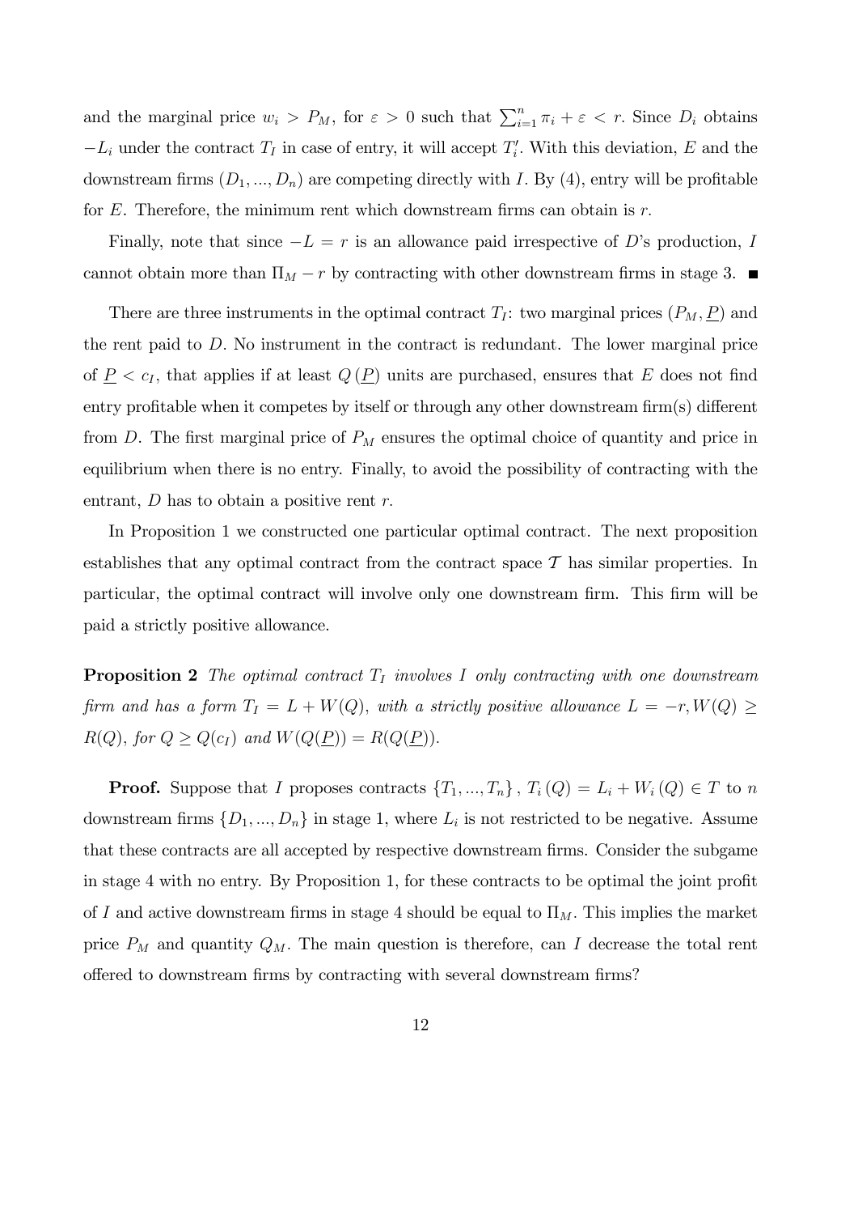and the marginal price $w_i > P_M$, for $\varepsilon > 0$ such that $\sum_{i=1}^{n} \pi_i + \varepsilon < r$. Since $D_i$ obtains $-L_i$ under the contract $T_I$ in case of entry, it will accept $T_i'$. With this deviation, $E$ and the downstream firms $(D_1, ..., D_n)$ are competing directly with $I$. By (4), entry will be profitable for $E$. Therefore, the minimum rent which downstream firms can obtain is $r$.

Finally, note that since $-L = r$ is an allowance paid irrespective of $D$'s production, $I$ cannot obtain more than $\Pi_M - r$ by contracting with other downstream firms in stage 3. ■

There are three instruments in the optimal contract $T_I$: two marginal prices $(P_M, \underline{P})$ and the rent paid to $D$. No instrument in the contract is redundant. The lower marginal price of $\underline{P} < c_I$, that applies if at least $Q(\underline{P})$ units are purchased, ensures that $E$ does not find entry profitable when it competes by itself or through any other downstream firm(s) different from $D$. The first marginal price of $P_M$ ensures the optimal choice of quantity and price in equilibrium when there is no entry. Finally, to avoid the possibility of contracting with the entrant, $D$ has to obtain a positive rent $r$.

In Proposition 1 we constructed one particular optimal contract. The next proposition establishes that any optimal contract from the contract space $\mathcal{T}$ has similar properties. In particular, the optimal contract will involve only one downstream firm. This firm will be paid a strictly positive allowance.

**Proposition 2** *The optimal contract $T_I$ involves $I$ only contracting with one downstream firm and has a form $T_I = L + W(Q)$, with a strictly positive allowance $L = -r, W(Q) \geq R(Q)$, for $Q \geq Q(c_I)$ and $W(Q(\underline{P})) = R(Q(\underline{P}))$.*

**Proof.** Suppose that $I$ proposes contracts $\{T_1, ..., T_n\}$, $T_i(Q) = L_i + W_i(Q) \in T$ to $n$ downstream firms $\{D_1, ..., D_n\}$ in stage 1, where $L_i$ is not restricted to be negative. Assume that these contracts are all accepted by respective downstream firms. Consider the subgame in stage 4 with no entry. By Proposition 1, for these contracts to be optimal the joint profit of $I$ and active downstream firms in stage 4 should be equal to $\Pi_M$. This implies the market price $P_M$ and quantity $Q_M$. The main question is therefore, can $I$ decrease the total rent offered to downstream firms by contracting with several downstream firms?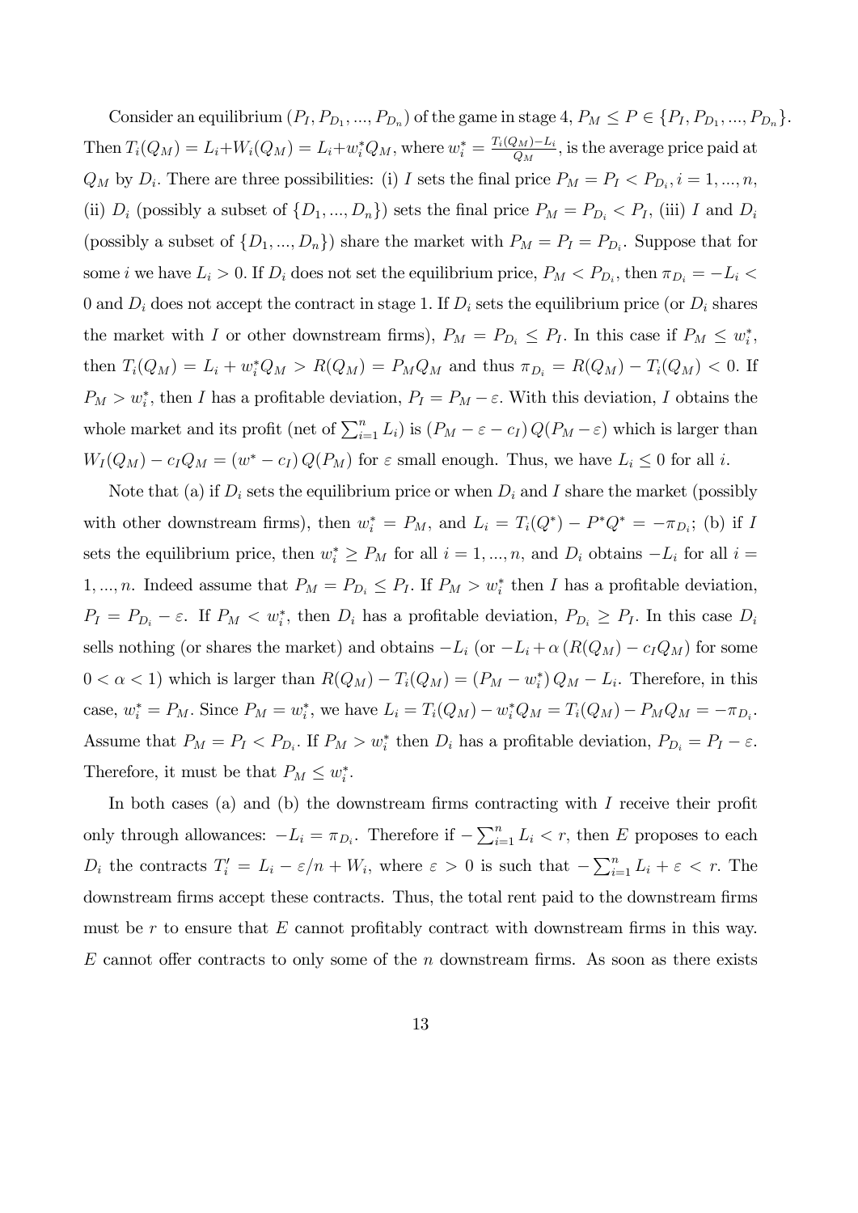Consider an equilibrium $(P_I, P_{D_1}, ..., P_{D_n})$ of the game in stage 4, $P_M \leq P \in \{P_I, P_{D_1}, ..., P_{D_n}\}$. Then $T_i(Q_M) = L_i + W_i(Q_M) = L_i + w_i^* Q_M$, where $w_i^* = \frac{T_i(Q_M) - L_i}{Q_M}$, is the average price paid at $Q_M$ by $D_i$. There are three possibilities: (i) $I$ sets the final price $P_M = P_I < P_{D_i}, i = 1, ..., n$, (ii) $D_i$ (possibly a subset of $\{D_1, ..., D_n\}$) sets the final price $P_M = P_{D_i} < P_I$, (iii) $I$ and $D_i$ (possibly a subset of $\{D_1, ..., D_n\}$) share the market with $P_M = P_I = P_{D_i}$. Suppose that for some $i$ we have $L_i > 0$. If $D_i$ does not set the equilibrium price, $P_M < P_{D_i}$, then $\pi_{D_i} = -L_i < 0$ and $D_i$ does not accept the contract in stage 1. If $D_i$ sets the equilibrium price (or $D_i$ shares the market with $I$ or other downstream firms), $P_M = P_{D_i} \leq P_I$. In this case if $P_M \leq w_i^*$, then $T_i(Q_M) = L_i + w_i^* Q_M > R(Q_M) = P_M Q_M$ and thus $\pi_{D_i} = R(Q_M) - T_i(Q_M) < 0$. If $P_M > w_i^*$, then $I$ has a profitable deviation, $P_I = P_M - \varepsilon$. With this deviation, $I$ obtains the whole market and its profit (net of $\sum_{i=1}^n L_i$) is $(P_M - \varepsilon - c_I) Q(P_M - \varepsilon)$ which is larger than $W_I(Q_M) - c_I Q_M = (w^* - c_I) Q(P_M)$ for $\varepsilon$ small enough. Thus, we have $L_i \leq 0$ for all $i$.

Note that (a) if $D_i$ sets the equilibrium price or when $D_i$ and $I$ share the market (possibly with other downstream firms), then $w_i^* = P_M$, and $L_i = T_i(Q^*) - P^* Q^* = -\pi_{D_i}$; (b) if $I$ sets the equilibrium price, then $w_i^* \geq P_M$ for all $i = 1, ..., n$, and $D_i$ obtains $-L_i$ for all $i = 1, ..., n$. Indeed assume that $P_M = P_{D_i} \leq P_I$. If $P_M > w_i^*$ then $I$ has a profitable deviation, $P_I = P_{D_i} - \varepsilon$. If $P_M < w_i^*$, then $D_i$ has a profitable deviation, $P_{D_i} \geq P_I$. In this case $D_i$ sells nothing (or shares the market) and obtains $-L_i$ (or $-L_i + \alpha (R(Q_M) - c_I Q_M)$ for some $0 < \alpha < 1$) which is larger than $R(Q_M) - T_i(Q_M) = (P_M - w_i^*) Q_M - L_i$. Therefore, in this case, $w_i^* = P_M$. Since $P_M = w_i^*$, we have $L_i = T_i(Q_M) - w_i^* Q_M = T_i(Q_M) - P_M Q_M = -\pi_{D_i}$. Assume that $P_M = P_I < P_{D_i}$. If $P_M > w_i^*$ then $D_i$ has a profitable deviation, $P_{D_i} = P_I - \varepsilon$. Therefore, it must be that $P_M \leq w_i^*$.

In both cases (a) and (b) the downstream firms contracting with $I$ receive their profit only through allowances: $-L_i = \pi_{D_i}$. Therefore if $-\sum_{i=1}^n L_i < r$, then $E$ proposes to each $D_i$ the contracts $T_i' = L_i - \varepsilon/n + W_i$, where $\varepsilon > 0$ is such that $-\sum_{i=1}^n L_i + \varepsilon < r$. The downstream firms accept these contracts. Thus, the total rent paid to the downstream firms must be $r$ to ensure that $E$ cannot profitably contract with downstream firms in this way. $E$ cannot offer contracts to only some of the $n$ downstream firms. As soon as there exists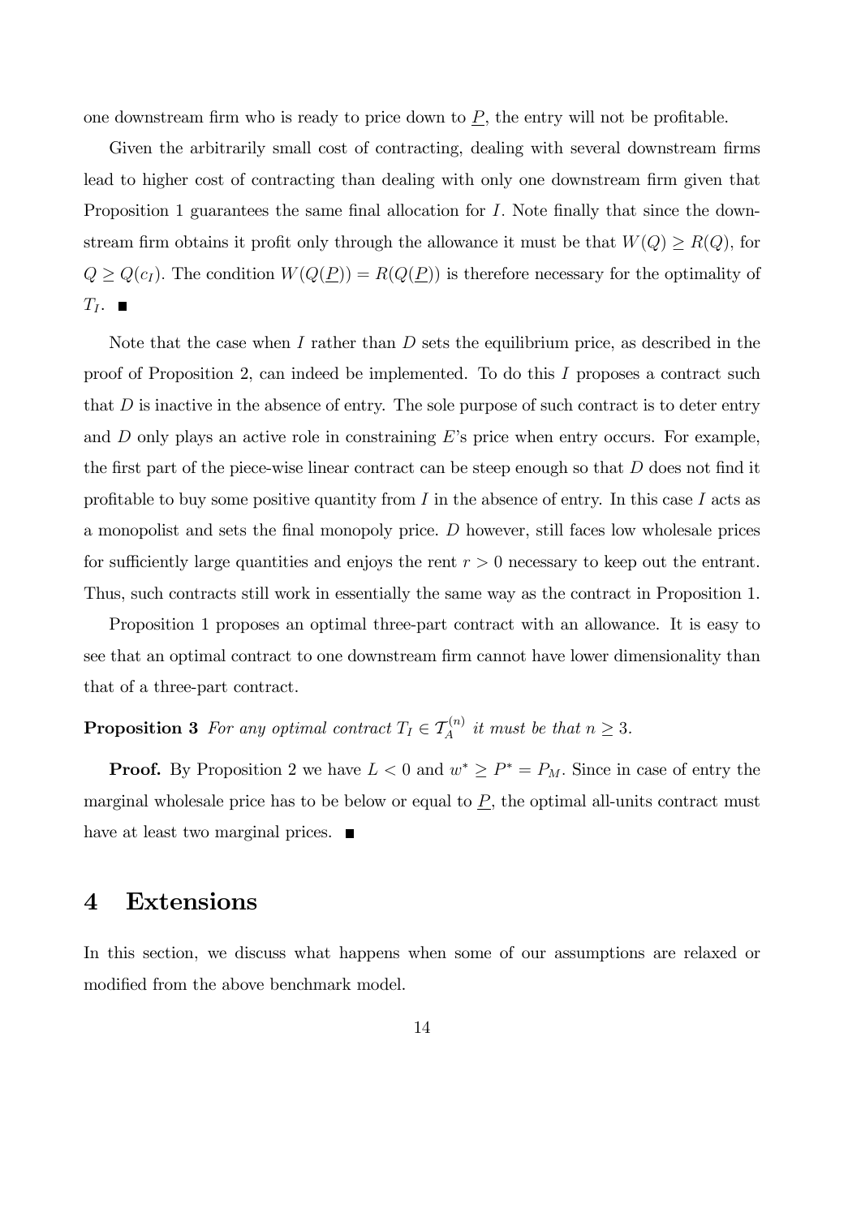one downstream firm who is ready to price down to $\underline{P}$, the entry will not be profitable.

Given the arbitrarily small cost of contracting, dealing with several downstream firms lead to higher cost of contracting than dealing with only one downstream firm given that Proposition 1 guarantees the same final allocation for $I$. Note finally that since the downstream firm obtains it profit only through the allowance it must be that $W(Q) \geq R(Q)$, for $Q \geq Q(c_I)$. The condition $W(Q(\underline{P})) = R(Q(\underline{P}))$ is therefore necessary for the optimality of $T_I$. ■

Note that the case when $I$ rather than $D$ sets the equilibrium price, as described in the proof of Proposition 2, can indeed be implemented. To do this $I$ proposes a contract such that $D$ is inactive in the absence of entry. The sole purpose of such contract is to deter entry and $D$ only plays an active role in constraining $E$'s price when entry occurs. For example, the first part of the piece-wise linear contract can be steep enough so that $D$ does not find it profitable to buy some positive quantity from $I$ in the absence of entry. In this case $I$ acts as a monopolist and sets the final monopoly price. $D$ however, still faces low wholesale prices for sufficiently large quantities and enjoys the rent $r > 0$ necessary to keep out the entrant. Thus, such contracts still work in essentially the same way as the contract in Proposition 1.

Proposition 1 proposes an optimal three-part contract with an allowance. It is easy to see that an optimal contract to one downstream firm cannot have lower dimensionality than that of a three-part contract.

**Proposition 3** *For any optimal contract $T_I \in \mathcal{T}_A^{(n)}$ it must be that $n \geq 3$.*

**Proof.** By Proposition 2 we have $L < 0$ and $w^* \geq P^* = P_M$. Since in case of entry the marginal wholesale price has to be below or equal to $\underline{P}$, the optimal all-units contract must have at least two marginal prices. ■

## 4 Extensions

In this section, we discuss what happens when some of our assumptions are relaxed or modified from the above benchmark model.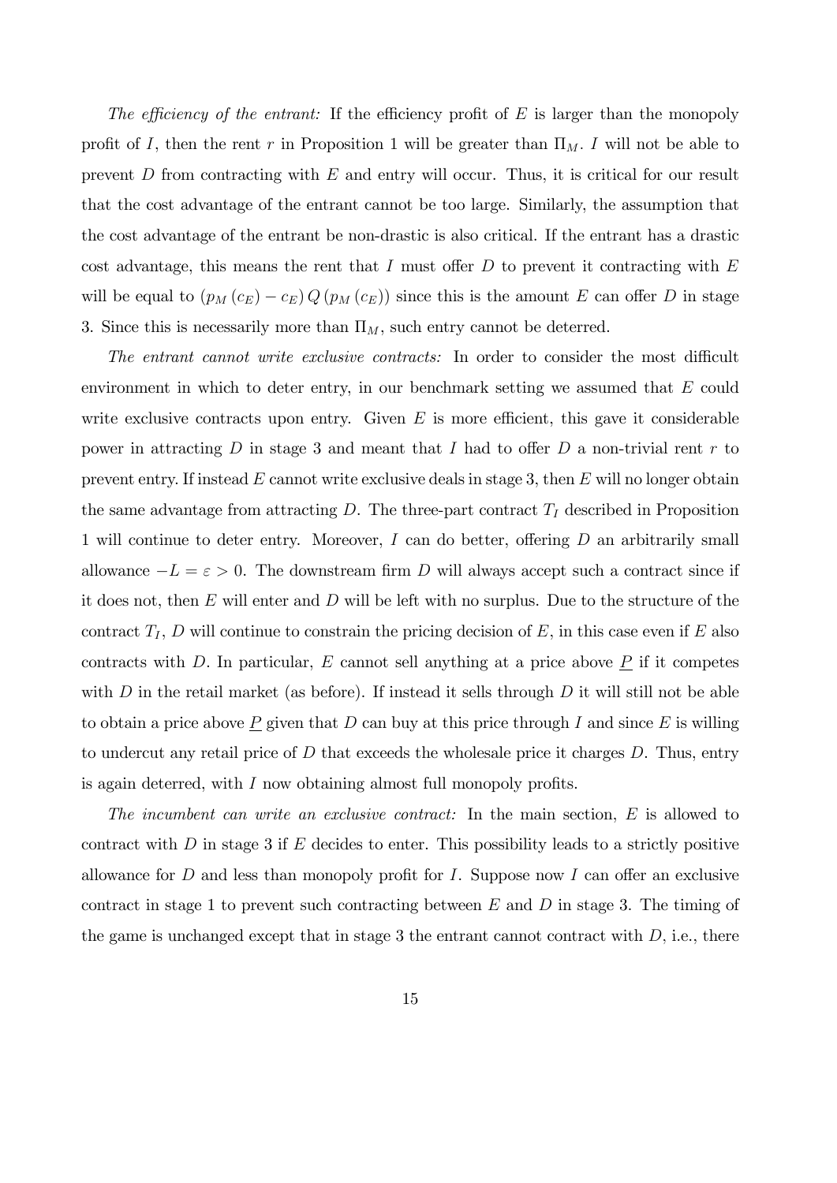*The efficiency of the entrant:* If the efficiency profit of $E$ is larger than the monopoly profit of $I$, then the rent $r$ in Proposition 1 will be greater than $\Pi_M$. $I$ will not be able to prevent $D$ from contracting with $E$ and entry will occur. Thus, it is critical for our result that the cost advantage of the entrant cannot be too large. Similarly, the assumption that the cost advantage of the entrant be non-drastic is also critical. If the entrant has a drastic cost advantage, this means the rent that $I$ must offer $D$ to prevent it contracting with $E$ will be equal to $(p_M(c_E) - c_E) Q(p_M(c_E))$ since this is the amount $E$ can offer $D$ in stage 3. Since this is necessarily more than $\Pi_M$, such entry cannot be deterred.

*The entrant cannot write exclusive contracts:* In order to consider the most difficult environment in which to deter entry, in our benchmark setting we assumed that $E$ could write exclusive contracts upon entry. Given $E$ is more efficient, this gave it considerable power in attracting $D$ in stage 3 and meant that $I$ had to offer $D$ a non-trivial rent $r$ to prevent entry. If instead $E$ cannot write exclusive deals in stage 3, then $E$ will no longer obtain the same advantage from attracting $D$. The three-part contract $T_I$ described in Proposition 1 will continue to deter entry. Moreover, $I$ can do better, offering $D$ an arbitrarily small allowance $-L = \varepsilon > 0$. The downstream firm $D$ will always accept such a contract since if it does not, then $E$ will enter and $D$ will be left with no surplus. Due to the structure of the contract $T_I$, $D$ will continue to constrain the pricing decision of $E$, in this case even if $E$ also contracts with $D$. In particular, $E$ cannot sell anything at a price above $\underline{P}$ if it competes with $D$ in the retail market (as before). If instead it sells through $D$ it will still not be able to obtain a price above $\underline{P}$ given that $D$ can buy at this price through $I$ and since $E$ is willing to undercut any retail price of $D$ that exceeds the wholesale price it charges $D$. Thus, entry is again deterred, with $I$ now obtaining almost full monopoly profits.

*The incumbent can write an exclusive contract:* In the main section, $E$ is allowed to contract with $D$ in stage 3 if $E$ decides to enter. This possibility leads to a strictly positive allowance for $D$ and less than monopoly profit for $I$. Suppose now $I$ can offer an exclusive contract in stage 1 to prevent such contracting between $E$ and $D$ in stage 3. The timing of the game is unchanged except that in stage 3 the entrant cannot contract with $D$, i.e., there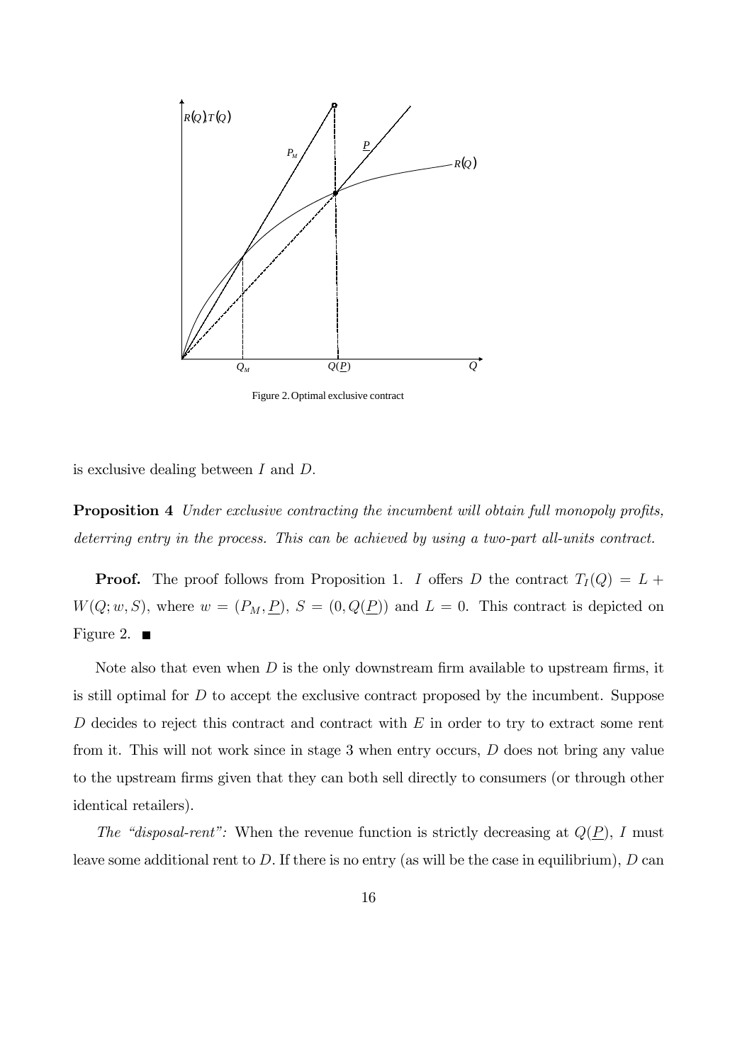Figure 2. Optimal exclusive contract

is exclusive dealing between $I$ and $D$.

**Proposition 4** *Under exclusive contracting the incumbent will obtain full monopoly profits, deterring entry in the process. This can be achieved by using a two-part all-units contract.*

**Proof.** The proof follows from Proposition 1. $I$ offers $D$ the contract $T_I(Q) = L + W(Q; w, S)$, where $w = (P_M, \underline{P})$, $S = (0, Q(\underline{P}))$ and $L = 0$. This contract is depicted on Figure 2. ■

Note also that even when $D$ is the only downstream firm available to upstream firms, it is still optimal for $D$ to accept the exclusive contract proposed by the incumbent. Suppose $D$ decides to reject this contract and contract with $E$ in order to try to extract some rent from it. This will not work since in stage 3 when entry occurs, $D$ does not bring any value to the upstream firms given that they can both sell directly to consumers (or through other identical retailers).

*The "disposal-rent":* When the revenue function is strictly decreasing at $Q(\underline{P})$, $I$ must leave some additional rent to $D$. If there is no entry (as will be the case in equilibrium), $D$ can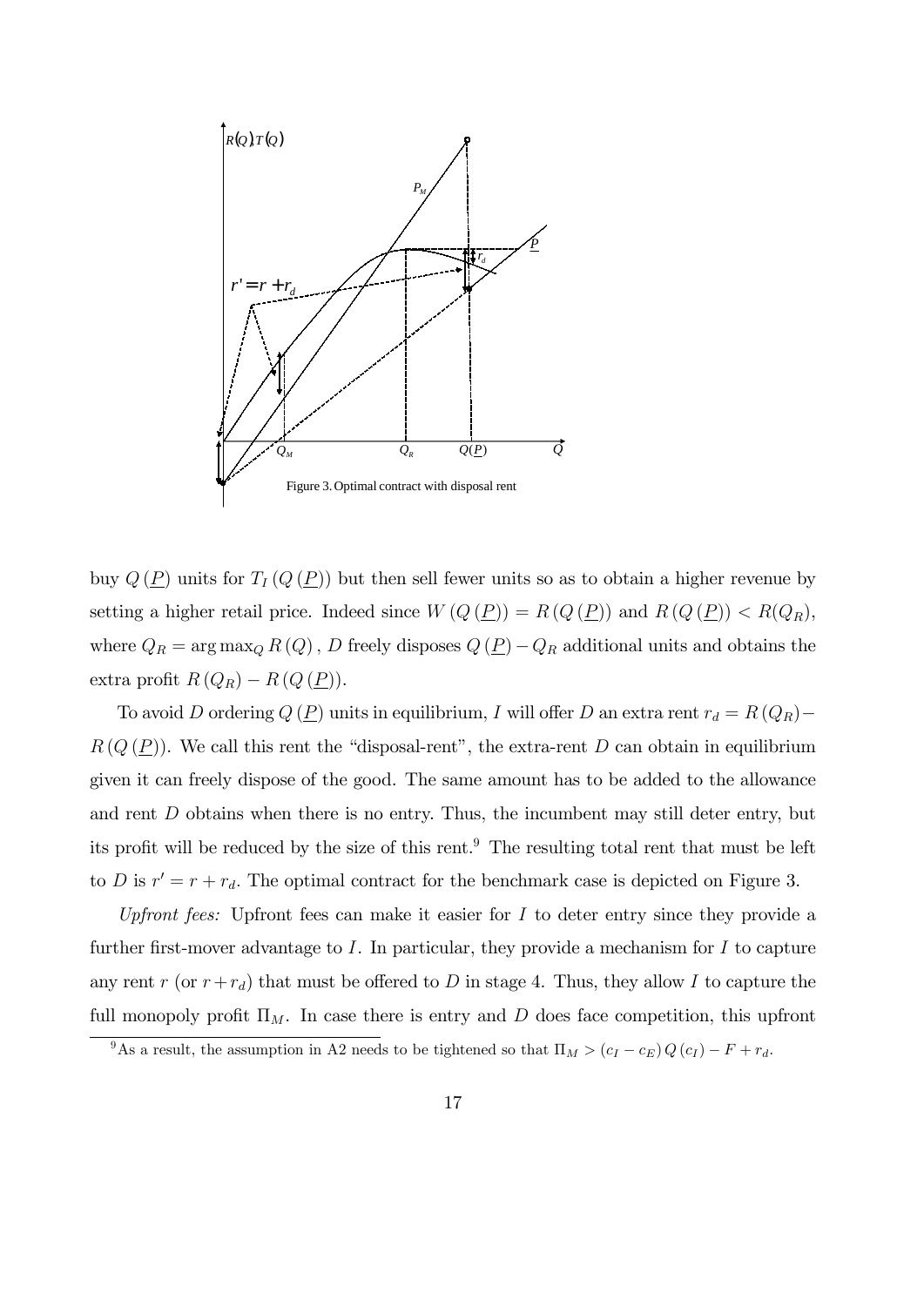Figure 3. Optimal contract with disposal rent

buy $Q(\underline{P})$ units for $T_I(Q(\underline{P}))$ but then sell fewer units so as to obtain a higher revenue by setting a higher retail price. Indeed since $W(Q(\underline{P})) = R(Q(\underline{P}))$ and $R(Q(\underline{P})) < R(Q_R)$, where $Q_R = \arg\max_Q R(Q)$, $D$ freely disposes $Q(\underline{P}) - Q_R$ additional units and obtains the extra profit $R(Q_R) - R(Q(\underline{P}))$.

To avoid $D$ ordering $Q(\underline{P})$ units in equilibrium, $I$ will offer $D$ an extra rent $r_d = R(Q_R) - R(Q(\underline{P}))$. We call this rent the "disposal-rent", the extra-rent $D$ can obtain in equilibrium given it can freely dispose of the good. The same amount has to be added to the allowance and rent $D$ obtains when there is no entry. Thus, the incumbent may still deter entry, but its profit will be reduced by the size of this rent.[9] The resulting total rent that must be left to $D$ is $r' = r + r_d$. The optimal contract for the benchmark case is depicted on Figure 3.

*Upfront fees:* Upfront fees can make it easier for $I$ to deter entry since they provide a further first-mover advantage to $I$. In particular, they provide a mechanism for $I$ to capture any rent $r$ (or $r + r_d$) that must be offered to $D$ in stage 4. Thus, they allow $I$ to capture the full monopoly profit $\Pi_M$. In case there is entry and $D$ does face competition, this upfront

[9] As a result, the assumption in A2 needs to be tightened so that $\Pi_M > (c_I - c_E) Q(c_I) - F + r_d$.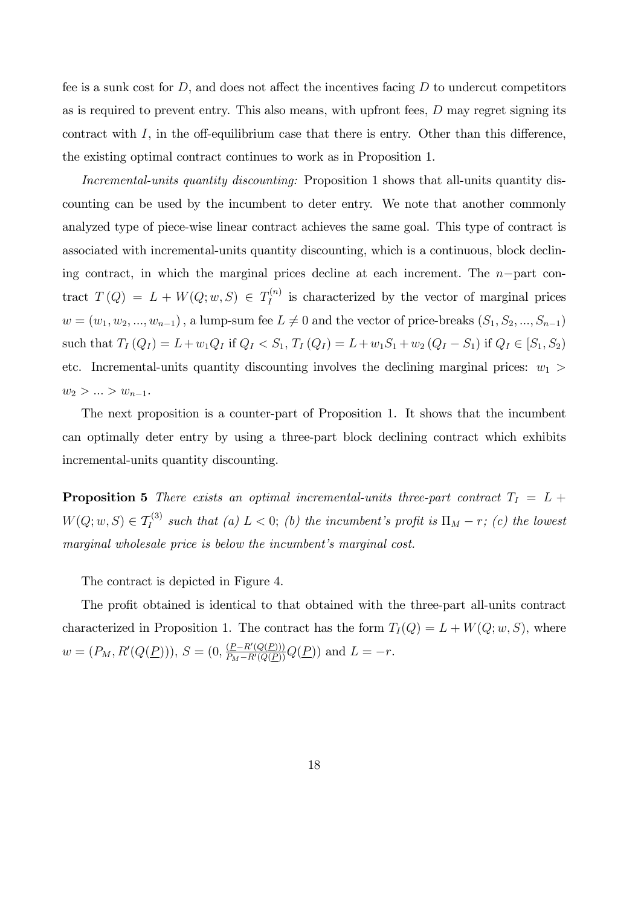fee is a sunk cost for $D$, and does not affect the incentives facing $D$ to undercut competitors as is required to prevent entry. This also means, with upfront fees, $D$ may regret signing its contract with $I$, in the off-equilibrium case that there is entry. Other than this difference, the existing optimal contract continues to work as in Proposition 1.

*Incremental-units quantity discounting:* Proposition 1 shows that all-units quantity discounting can be used by the incumbent to deter entry. We note that another commonly analyzed type of piece-wise linear contract achieves the same goal. This type of contract is associated with incremental-units quantity discounting, which is a continuous, block declining contract, in which the marginal prices decline at each increment. The $n-$part contract $T(Q) = L + W(Q; w, S) \in T_I^{(n)}$ is characterized by the vector of marginal prices $w = (w_1, w_2, ..., w_{n-1})$, a lump-sum fee $L \neq 0$ and the vector of price-breaks $(S_1, S_2, ..., S_{n-1})$ such that $T_I(Q_I) = L + w_1 Q_I$ if $Q_I < S_1$, $T_I(Q_I) = L + w_1 S_1 + w_2(Q_I - S_1)$ if $Q_I \in [S_1, S_2)$ etc. Incremental-units quantity discounting involves the declining marginal prices: $w_1 > w_2 > ... > w_{n-1}$.

The next proposition is a counter-part of Proposition 1. It shows that the incumbent can optimally deter entry by using a three-part block declining contract which exhibits incremental-units quantity discounting.

**Proposition 5** *There exists an optimal incremental-units three-part contract $T_I = L + W(Q; w, S) \in \mathcal{T}_I^{(3)}$ such that (a) $L < 0$; (b) the incumbent's profit is $\Pi_M - r$; (c) the lowest marginal wholesale price is below the incumbent's marginal cost.*

The contract is depicted in Figure 4.

The profit obtained is identical to that obtained with the three-part all-units contract characterized in Proposition 1. The contract has the form $T_I(Q) = L + W(Q; w, S)$, where $w = (P_M, R'(Q(\underline{P})))$, $S = (0, \frac{(\underline{P} - R'(Q(\underline{P})))}{P_M - R'(Q(\underline{P}))} Q(\underline{P}))$ and $L = -r$.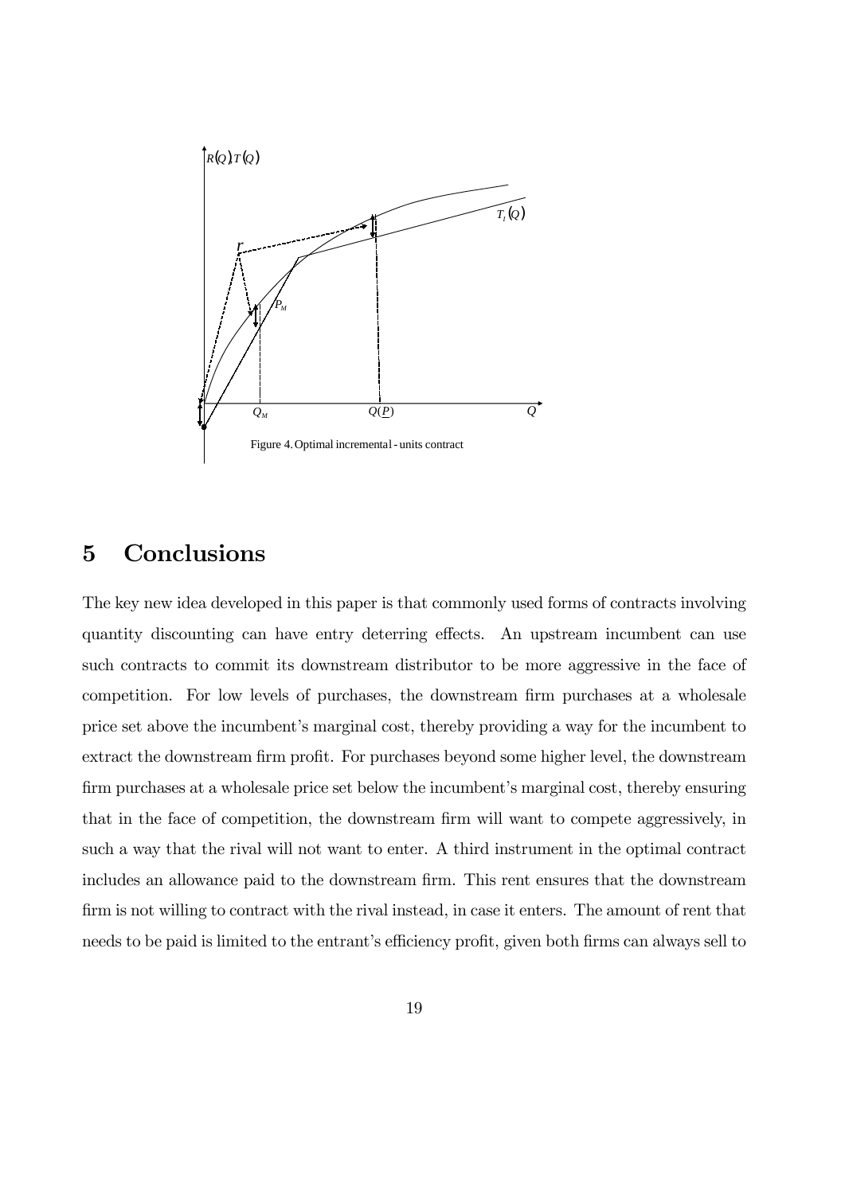Figure 4. Optimal incremental - units contract

# 5 Conclusions

The key new idea developed in this paper is that commonly used forms of contracts involving quantity discounting can have entry deterring effects. An upstream incumbent can use such contracts to commit its downstream distributor to be more aggressive in the face of competition. For low levels of purchases, the downstream firm purchases at a wholesale price set above the incumbent's marginal cost, thereby providing a way for the incumbent to extract the downstream firm profit. For purchases beyond some higher level, the downstream firm purchases at a wholesale price set below the incumbent's marginal cost, thereby ensuring that in the face of competition, the downstream firm will want to compete aggressively, in such a way that the rival will not want to enter. A third instrument in the optimal contract includes an allowance paid to the downstream firm. This rent ensures that the downstream firm is not willing to contract with the rival instead, in case it enters. The amount of rent that needs to be paid is limited to the entrant's efficiency profit, given both firms can always sell to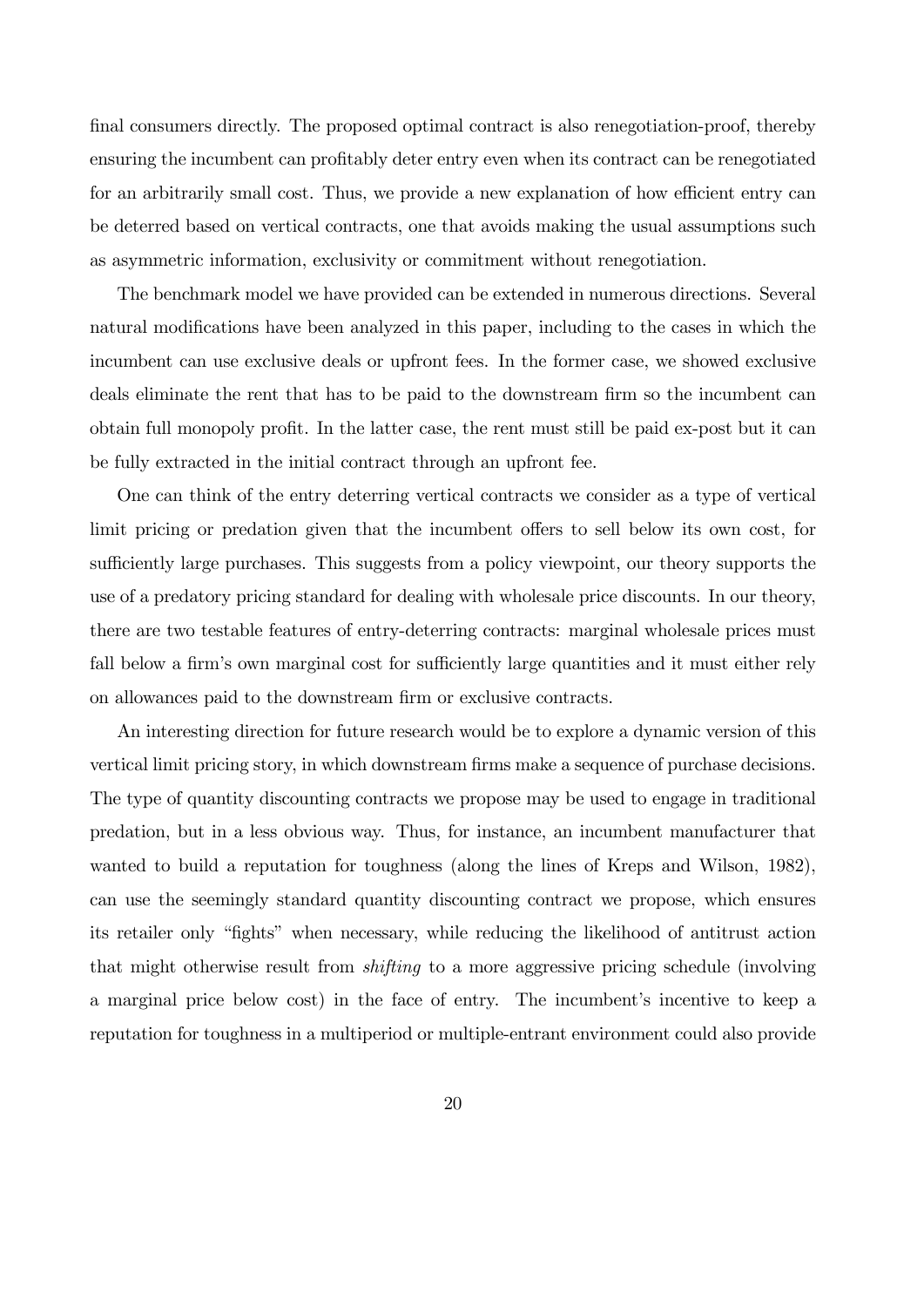final consumers directly. The proposed optimal contract is also renegotiation-proof, thereby ensuring the incumbent can profitably deter entry even when its contract can be renegotiated for an arbitrarily small cost. Thus, we provide a new explanation of how efficient entry can be deterred based on vertical contracts, one that avoids making the usual assumptions such as asymmetric information, exclusivity or commitment without renegotiation.

The benchmark model we have provided can be extended in numerous directions. Several natural modifications have been analyzed in this paper, including to the cases in which the incumbent can use exclusive deals or upfront fees. In the former case, we showed exclusive deals eliminate the rent that has to be paid to the downstream firm so the incumbent can obtain full monopoly profit. In the latter case, the rent must still be paid ex-post but it can be fully extracted in the initial contract through an upfront fee.

One can think of the entry deterring vertical contracts we consider as a type of vertical limit pricing or predation given that the incumbent offers to sell below its own cost, for sufficiently large purchases. This suggests from a policy viewpoint, our theory supports the use of a predatory pricing standard for dealing with wholesale price discounts. In our theory, there are two testable features of entry-deterring contracts: marginal wholesale prices must fall below a firm's own marginal cost for sufficiently large quantities and it must either rely on allowances paid to the downstream firm or exclusive contracts.

An interesting direction for future research would be to explore a dynamic version of this vertical limit pricing story, in which downstream firms make a sequence of purchase decisions. The type of quantity discounting contracts we propose may be used to engage in traditional predation, but in a less obvious way. Thus, for instance, an incumbent manufacturer that wanted to build a reputation for toughness (along the lines of Kreps and Wilson, 1982), can use the seemingly standard quantity discounting contract we propose, which ensures its retailer only "fights" when necessary, while reducing the likelihood of antitrust action that might otherwise result from *shifting* to a more aggressive pricing schedule (involving a marginal price below cost) in the face of entry. The incumbent's incentive to keep a reputation for toughness in a multiperiod or multiple-entrant environment could also provide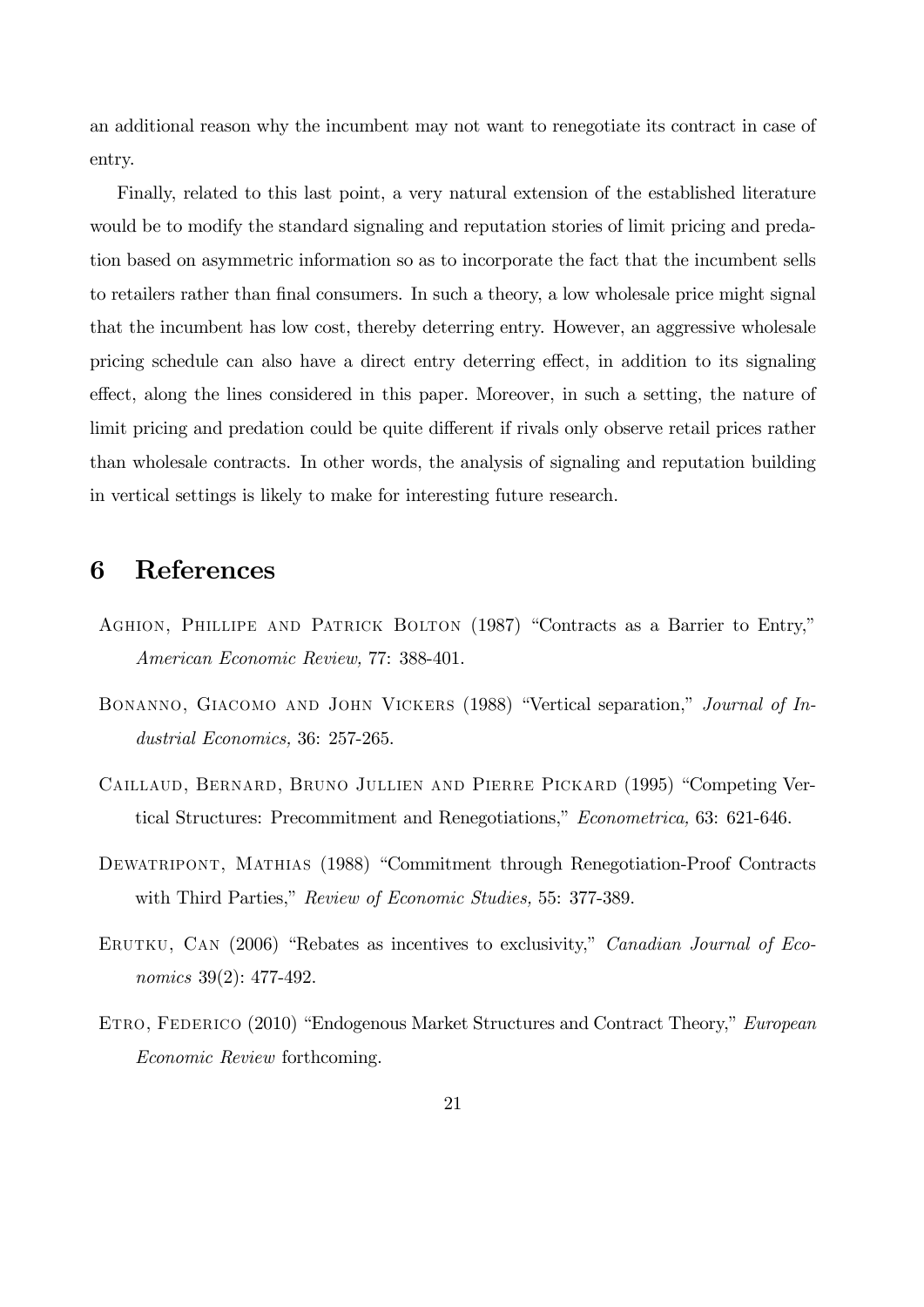an additional reason why the incumbent may not want to renegotiate its contract in case of entry.

Finally, related to this last point, a very natural extension of the established literature would be to modify the standard signaling and reputation stories of limit pricing and predation based on asymmetric information so as to incorporate the fact that the incumbent sells to retailers rather than final consumers. In such a theory, a low wholesale price might signal that the incumbent has low cost, thereby deterring entry. However, an aggressive wholesale pricing schedule can also have a direct entry deterring effect, in addition to its signaling effect, along the lines considered in this paper. Moreover, in such a setting, the nature of limit pricing and predation could be quite different if rivals only observe retail prices rather than wholesale contracts. In other words, the analysis of signaling and reputation building in vertical settings is likely to make for interesting future research.

# 6 References

Aghion, Phillipe and Patrick Bolton (1987) "Contracts as a Barrier to Entry," *American Economic Review,* 77: 388-401.

Bonanno, Giacomo and John Vickers (1988) "Vertical separation," *Journal of Industrial Economics,* 36: 257-265.

Caillaud, Bernard, Bruno Jullien and Pierre Pickard (1995) "Competing Vertical Structures: Precommitment and Renegotiations," *Econometrica,* 63: 621-646.

Dewatripont, Mathias (1988) "Commitment through Renegotiation-Proof Contracts with Third Parties," *Review of Economic Studies,* 55: 377-389.

Erutku, Can (2006) "Rebates as incentives to exclusivity," *Canadian Journal of Economics* 39(2): 477-492.

Etro, Federico (2010) "Endogenous Market Structures and Contract Theory," *European Economic Review* forthcoming.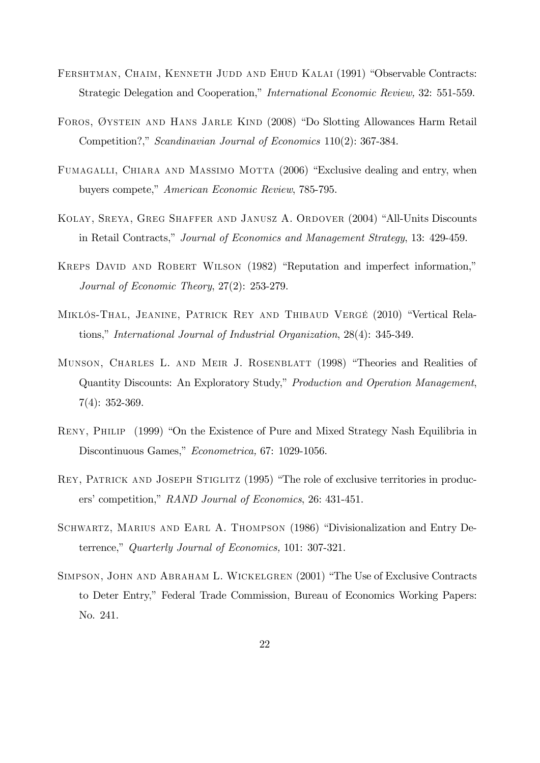Fershtman, Chaim, Kenneth Judd and Ehud Kalai (1991) "Observable Contracts: Strategic Delegation and Cooperation," *International Economic Review,* 32: 551-559.

Foros, Øystein and Hans Jarle Kind (2008) "Do Slotting Allowances Harm Retail Competition?," *Scandinavian Journal of Economics* 110(2): 367-384.

Fumagalli, Chiara and Massimo Motta (2006) "Exclusive dealing and entry, when buyers compete," *American Economic Review*, 785-795.

Kolay, Sreya, Greg Shaffer and Janusz A. Ordover (2004) "All-Units Discounts in Retail Contracts," *Journal of Economics and Management Strategy*, 13: 429-459.

Kreps David and Robert Wilson (1982) "Reputation and imperfect information," *Journal of Economic Theory*, 27(2): 253-279.

Miklós-Thal, Jeanine, Patrick Rey and Thibaud Vergé (2010) "Vertical Relations," *International Journal of Industrial Organization*, 28(4): 345-349.

Munson, Charles L. and Meir J. Rosenblatt (1998) "Theories and Realities of Quantity Discounts: An Exploratory Study," *Production and Operation Management*, 7(4): 352-369.

Reny, Philip (1999) "On the Existence of Pure and Mixed Strategy Nash Equilibria in Discontinuous Games," *Econometrica,* 67: 1029-1056.

Rey, Patrick and Joseph Stiglitz (1995) "The role of exclusive territories in producers' competition," *RAND Journal of Economics*, 26: 431-451.

Schwartz, Marius and Earl A. Thompson (1986) "Divisionalization and Entry Deterrence," *Quarterly Journal of Economics,* 101: 307-321.

Simpson, John and Abraham L. Wickelgren (2001) "The Use of Exclusive Contracts to Deter Entry," Federal Trade Commission, Bureau of Economics Working Papers: No. 241.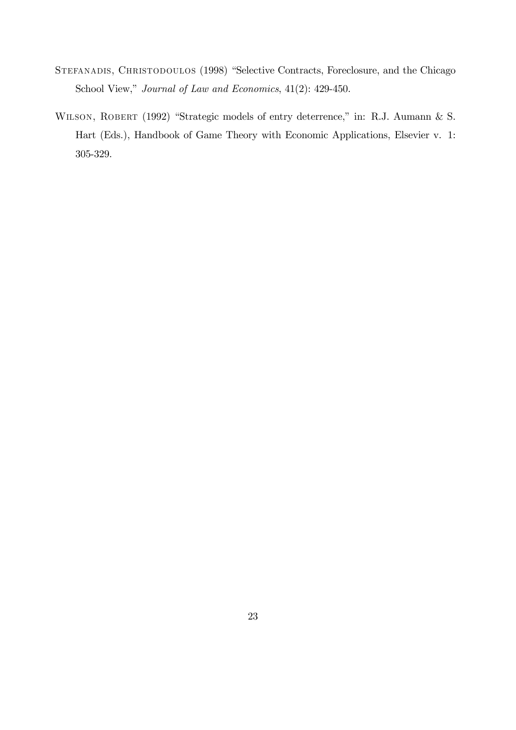Stefanadis, Christodoulos (1998) "Selective Contracts, Foreclosure, and the Chicago School View," *Journal of Law and Economics*, 41(2): 429-450.

Wilson, Robert (1992) "Strategic models of entry deterrence," in: R.J. Aumann & S. Hart (Eds.), Handbook of Game Theory with Economic Applications, Elsevier v. 1: 305-329.